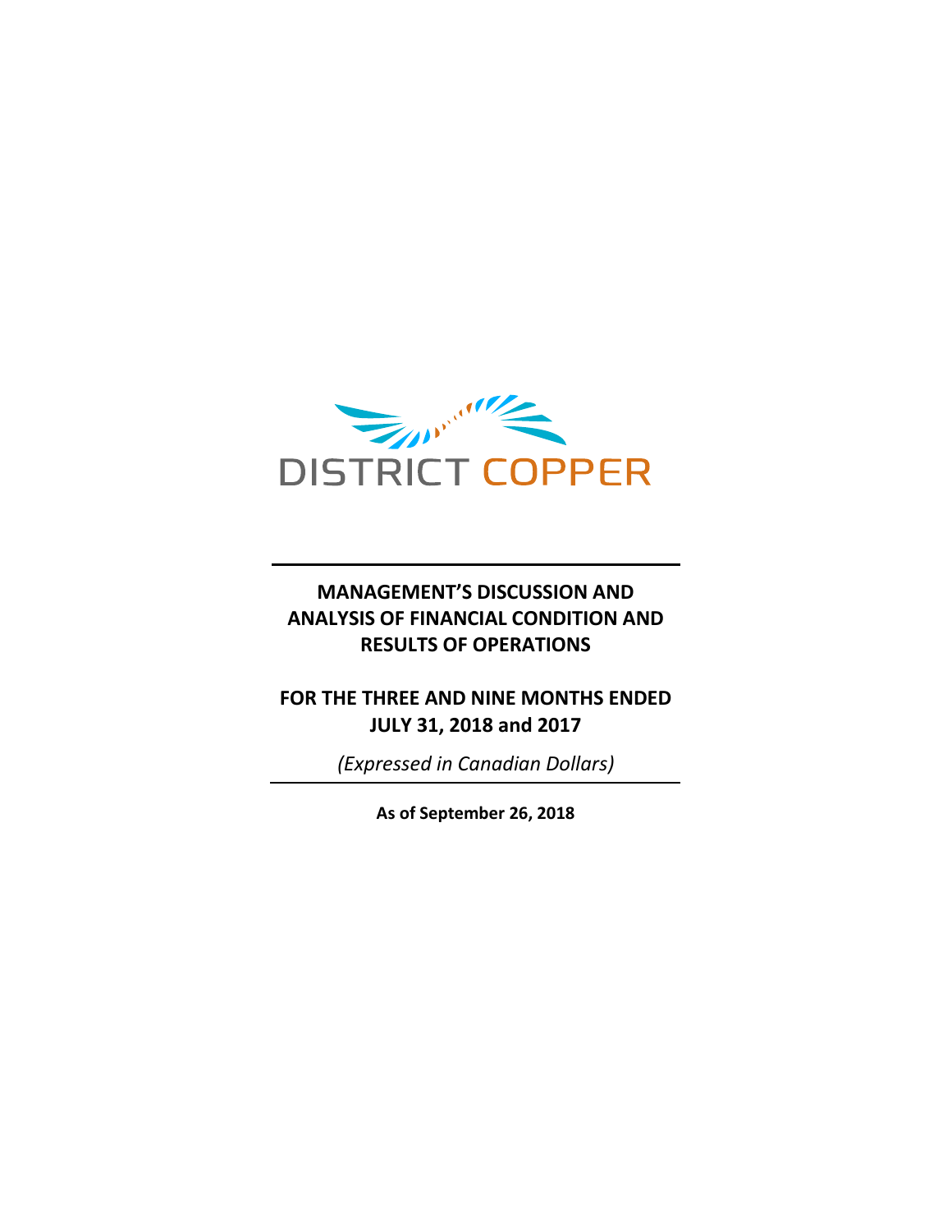DISTRICT COPPER

# MANAGEMENT'S DISCUSSION AND ANALYSIS OF FINANCIAL CONDITION AND RESULTS OF OPERATIONS

## FOR THE THREE AND NINE MONTHS ENDED JULY 31, 2018 and 2017

*(Expressed in Canadian Dollars)*

**As of September 26, 2018**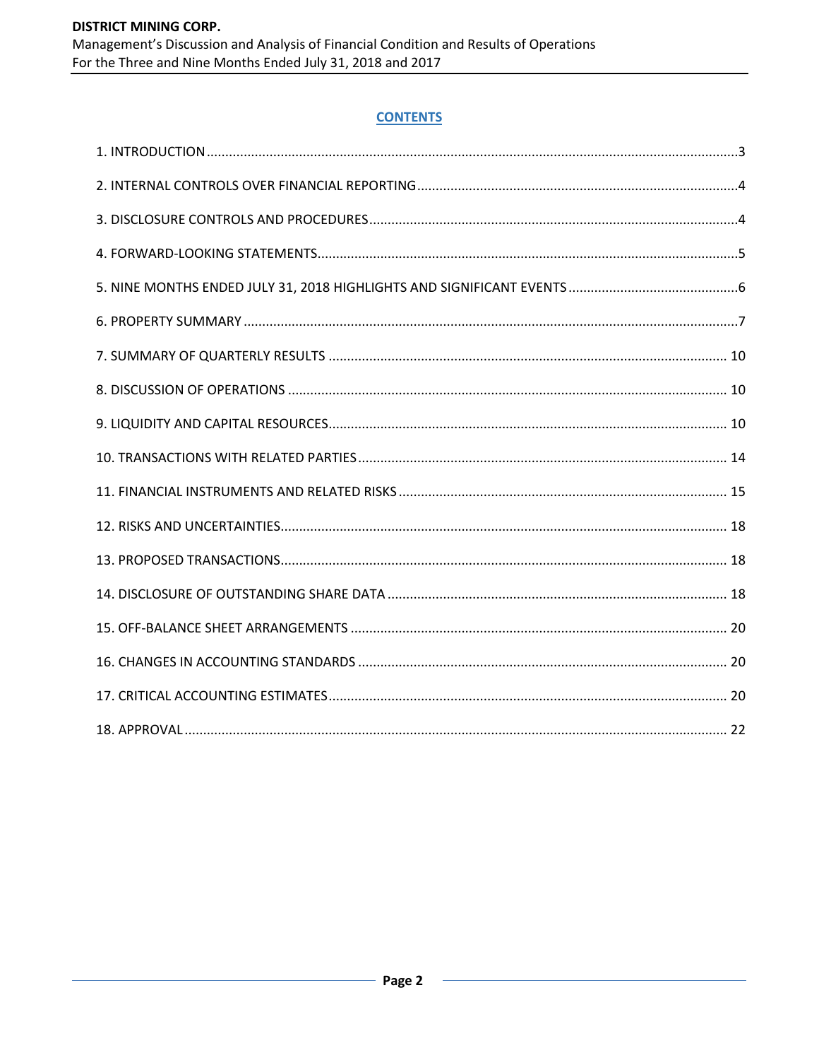## CONTENTS

1. INTRODUCTION .......... 3
2. INTERNAL CONTROLS OVER FINANCIAL REPORTING .......... 4
3. DISCLOSURE CONTROLS AND PROCEDURES .......... 4
4. FORWARD-LOOKING STATEMENTS .......... 5
5. NINE MONTHS ENDED JULY 31, 2018 HIGHLIGHTS AND SIGNIFICANT EVENTS .......... 6
6. PROPERTY SUMMARY .......... 7
7. SUMMARY OF QUARTERLY RESULTS .......... 10
8. DISCUSSION OF OPERATIONS .......... 10
9. LIQUIDITY AND CAPITAL RESOURCES .......... 10
10. TRANSACTIONS WITH RELATED PARTIES .......... 14
11. FINANCIAL INSTRUMENTS AND RELATED RISKS .......... 15
12. RISKS AND UNCERTAINTIES .......... 18
13. PROPOSED TRANSACTIONS .......... 18
14. DISCLOSURE OF OUTSTANDING SHARE DATA .......... 18
15. OFF-BALANCE SHEET ARRANGEMENTS .......... 20
16. CHANGES IN ACCOUNTING STANDARDS .......... 20
17. CRITICAL ACCOUNTING ESTIMATES .......... 20
18. APPROVAL .......... 22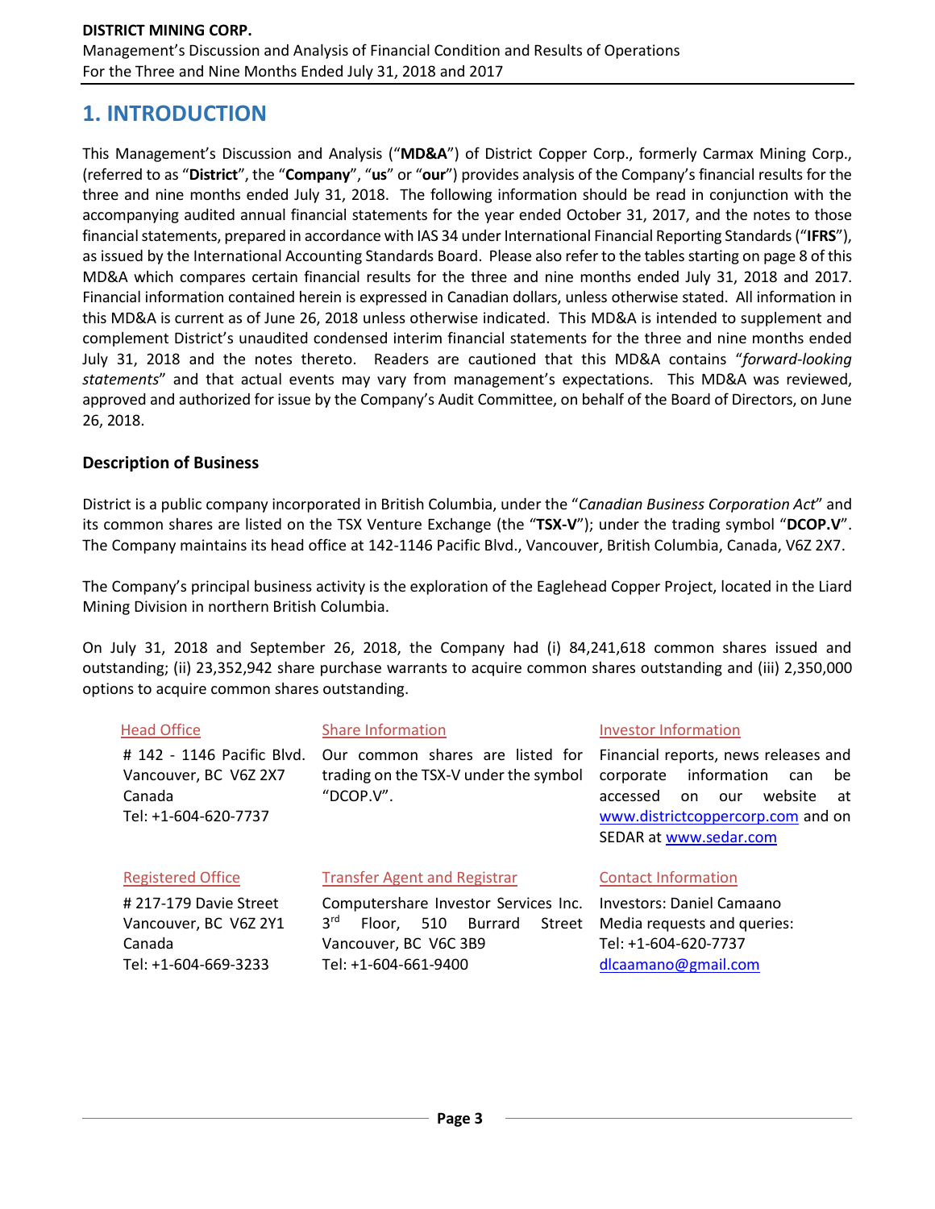# 1. INTRODUCTION

This Management's Discussion and Analysis ("**MD&A**") of District Copper Corp., formerly Carmax Mining Corp., (referred to as "**District**", the "**Company**", "**us**" or "**our**") provides analysis of the Company's financial results for the three and nine months ended July 31, 2018. The following information should be read in conjunction with the accompanying audited annual financial statements for the year ended October 31, 2017, and the notes to those financial statements, prepared in accordance with IAS 34 under International Financial Reporting Standards ("**IFRS**"), as issued by the International Accounting Standards Board. Please also refer to the tables starting on page 8 of this MD&A which compares certain financial results for the three and nine months ended July 31, 2018 and 2017. Financial information contained herein is expressed in Canadian dollars, unless otherwise stated. All information in this MD&A is current as of June 26, 2018 unless otherwise indicated. This MD&A is intended to supplement and complement District's unaudited condensed interim financial statements for the three and nine months ended July 31, 2018 and the notes thereto. Readers are cautioned that this MD&A contains "*forward-looking statements*" and that actual events may vary from management's expectations. This MD&A was reviewed, approved and authorized for issue by the Company's Audit Committee, on behalf of the Board of Directors, on June 26, 2018.

### Description of Business

District is a public company incorporated in British Columbia, under the "*Canadian Business Corporation Act*" and its common shares are listed on the TSX Venture Exchange (the "**TSX-V**"); under the trading symbol "**DCOP.V**". The Company maintains its head office at 142-1146 Pacific Blvd., Vancouver, British Columbia, Canada, V6Z 2X7.

The Company's principal business activity is the exploration of the Eaglehead Copper Project, located in the Liard Mining Division in northern British Columbia.

On July 31, 2018 and September 26, 2018, the Company had (i) 84,241,618 common shares issued and outstanding; (ii) 23,352,942 share purchase warrants to acquire common shares outstanding and (iii) 2,350,000 options to acquire common shares outstanding.

Head Office

# 142 - 1146 Pacific Blvd.
Vancouver, BC V6Z 2X7
Canada
Tel: +1-604-620-7737

Share Information

Our common shares are listed for trading on the TSX-V under the symbol "DCOP.V".

Investor Information

Financial reports, news releases and corporate information can be accessed on our website at www.districtcoppercorp.com and on SEDAR at www.sedar.com

Registered Office

# 217-179 Davie Street
Vancouver, BC V6Z 2Y1
Canada
Tel: +1-604-669-3233

Transfer Agent and Registrar

Computershare Investor Services Inc.
3rd Floor, 510 Burrard Street
Vancouver, BC V6C 3B9
Tel: +1-604-661-9400

Contact Information

Investors: Daniel Camaano
Media requests and queries:
Tel: +1-604-620-7737
dlcaamano@gmail.com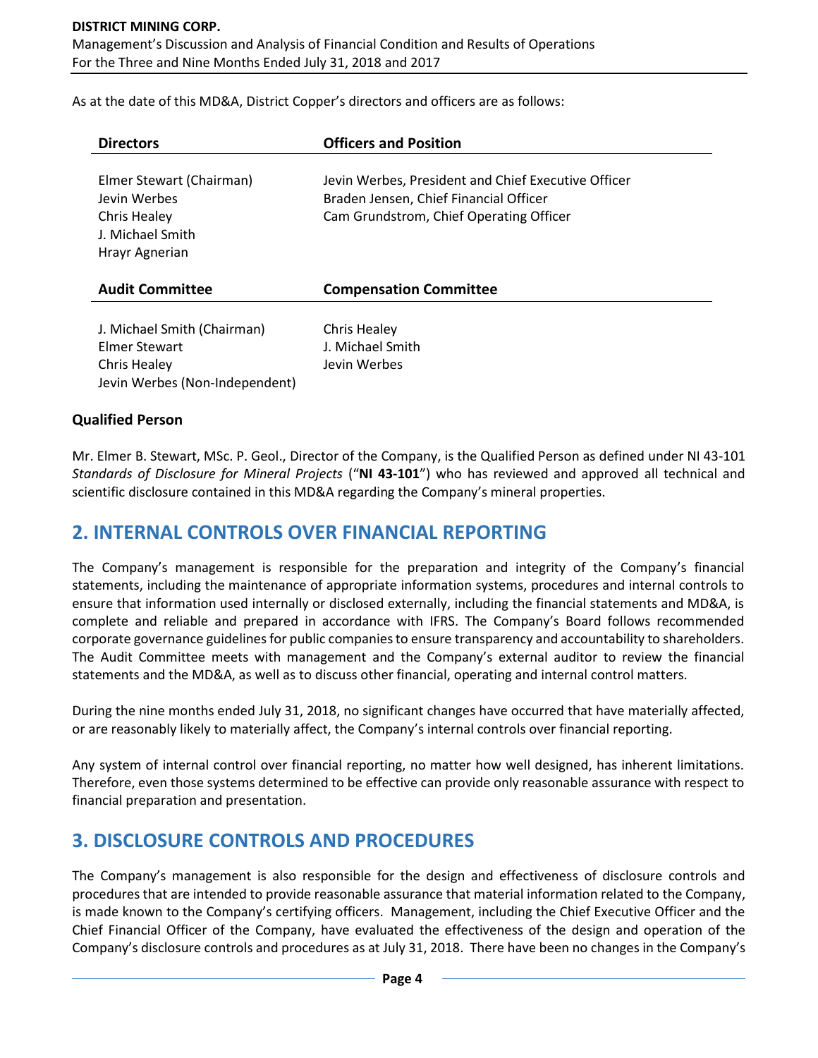As at the date of this MD&A, District Copper's directors and officers are as follows:

| Directors | Officers and Position |
|---|---|
| Elmer Stewart (Chairman) | Jevin Werbes, President and Chief Executive Officer |
| Jevin Werbes | Braden Jensen, Chief Financial Officer |
| Chris Healey | Cam Grundstrom, Chief Operating Officer |
| J. Michael Smith | |
| Hrayr Agnerian | |

| Audit Committee | Compensation Committee |
|---|---|
| J. Michael Smith (Chairman) | Chris Healey |
| Elmer Stewart | J. Michael Smith |
| Chris Healey | Jevin Werbes |
| Jevin Werbes (Non-Independent) | |

### Qualified Person

Mr. Elmer B. Stewart, MSc. P. Geol., Director of the Company, is the Qualified Person as defined under NI 43-101 *Standards of Disclosure for Mineral Projects* ("**NI 43-101**") who has reviewed and approved all technical and scientific disclosure contained in this MD&A regarding the Company's mineral properties.

## 2. INTERNAL CONTROLS OVER FINANCIAL REPORTING

The Company's management is responsible for the preparation and integrity of the Company's financial statements, including the maintenance of appropriate information systems, procedures and internal controls to ensure that information used internally or disclosed externally, including the financial statements and MD&A, is complete and reliable and prepared in accordance with IFRS. The Company's Board follows recommended corporate governance guidelines for public companies to ensure transparency and accountability to shareholders. The Audit Committee meets with management and the Company's external auditor to review the financial statements and the MD&A, as well as to discuss other financial, operating and internal control matters.

During the nine months ended July 31, 2018, no significant changes have occurred that have materially affected, or are reasonably likely to materially affect, the Company's internal controls over financial reporting.

Any system of internal control over financial reporting, no matter how well designed, has inherent limitations. Therefore, even those systems determined to be effective can provide only reasonable assurance with respect to financial preparation and presentation.

## 3. DISCLOSURE CONTROLS AND PROCEDURES

The Company's management is also responsible for the design and effectiveness of disclosure controls and procedures that are intended to provide reasonable assurance that material information related to the Company, is made known to the Company's certifying officers. Management, including the Chief Executive Officer and the Chief Financial Officer of the Company, have evaluated the effectiveness of the design and operation of the Company's disclosure controls and procedures as at July 31, 2018. There have been no changes in the Company's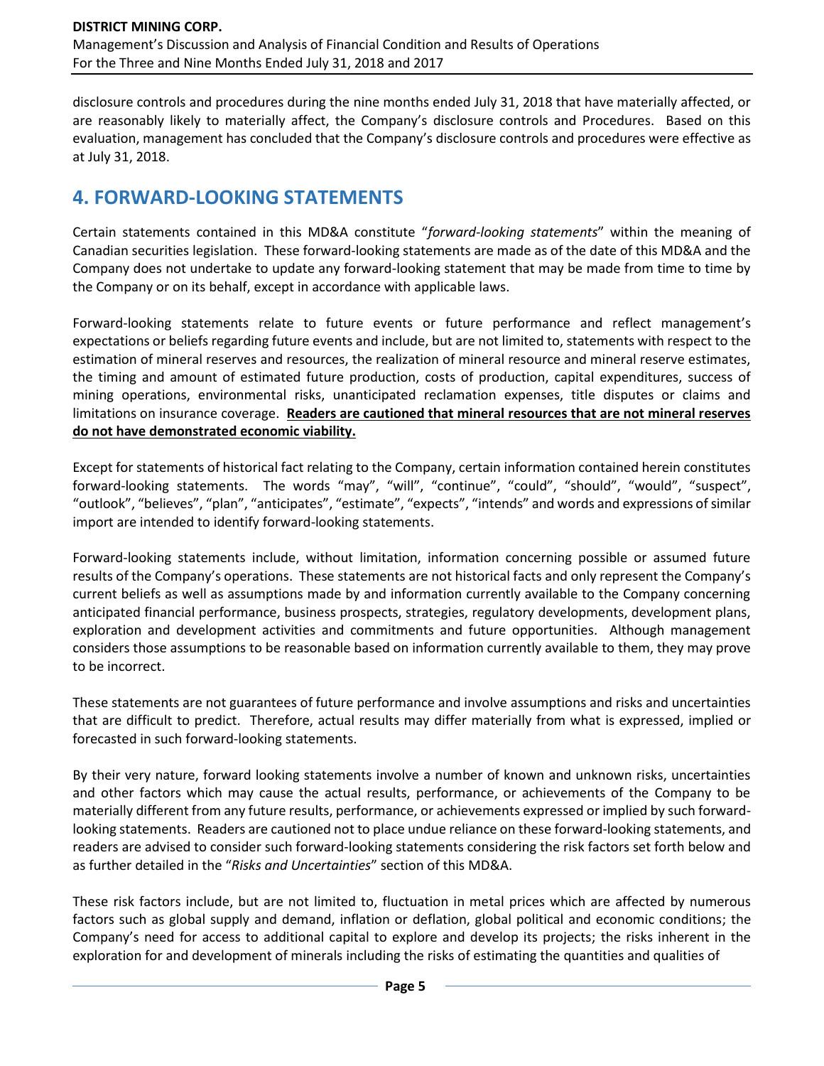disclosure controls and procedures during the nine months ended July 31, 2018 that have materially affected, or are reasonably likely to materially affect, the Company's disclosure controls and Procedures. Based on this evaluation, management has concluded that the Company's disclosure controls and procedures were effective as at July 31, 2018.

# 4. FORWARD-LOOKING STATEMENTS

Certain statements contained in this MD&A constitute "*forward-looking statements*" within the meaning of Canadian securities legislation. These forward-looking statements are made as of the date of this MD&A and the Company does not undertake to update any forward-looking statement that may be made from time to time by the Company or on its behalf, except in accordance with applicable laws.

Forward-looking statements relate to future events or future performance and reflect management's expectations or beliefs regarding future events and include, but are not limited to, statements with respect to the estimation of mineral reserves and resources, the realization of mineral resource and mineral reserve estimates, the timing and amount of estimated future production, costs of production, capital expenditures, success of mining operations, environmental risks, unanticipated reclamation expenses, title disputes or claims and limitations on insurance coverage. **Readers are cautioned that mineral resources that are not mineral reserves do not have demonstrated economic viability.**

Except for statements of historical fact relating to the Company, certain information contained herein constitutes forward-looking statements. The words "may", "will", "continue", "could", "should", "would", "suspect", "outlook", "believes", "plan", "anticipates", "estimate", "expects", "intends" and words and expressions of similar import are intended to identify forward-looking statements.

Forward-looking statements include, without limitation, information concerning possible or assumed future results of the Company's operations. These statements are not historical facts and only represent the Company's current beliefs as well as assumptions made by and information currently available to the Company concerning anticipated financial performance, business prospects, strategies, regulatory developments, development plans, exploration and development activities and commitments and future opportunities. Although management considers those assumptions to be reasonable based on information currently available to them, they may prove to be incorrect.

These statements are not guarantees of future performance and involve assumptions and risks and uncertainties that are difficult to predict. Therefore, actual results may differ materially from what is expressed, implied or forecasted in such forward-looking statements.

By their very nature, forward looking statements involve a number of known and unknown risks, uncertainties and other factors which may cause the actual results, performance, or achievements of the Company to be materially different from any future results, performance, or achievements expressed or implied by such forward-looking statements. Readers are cautioned not to place undue reliance on these forward-looking statements, and readers are advised to consider such forward-looking statements considering the risk factors set forth below and as further detailed in the "*Risks and Uncertainties*" section of this MD&A.

These risk factors include, but are not limited to, fluctuation in metal prices which are affected by numerous factors such as global supply and demand, inflation or deflation, global political and economic conditions; the Company's need for access to additional capital to explore and develop its projects; the risks inherent in the exploration for and development of minerals including the risks of estimating the quantities and qualities of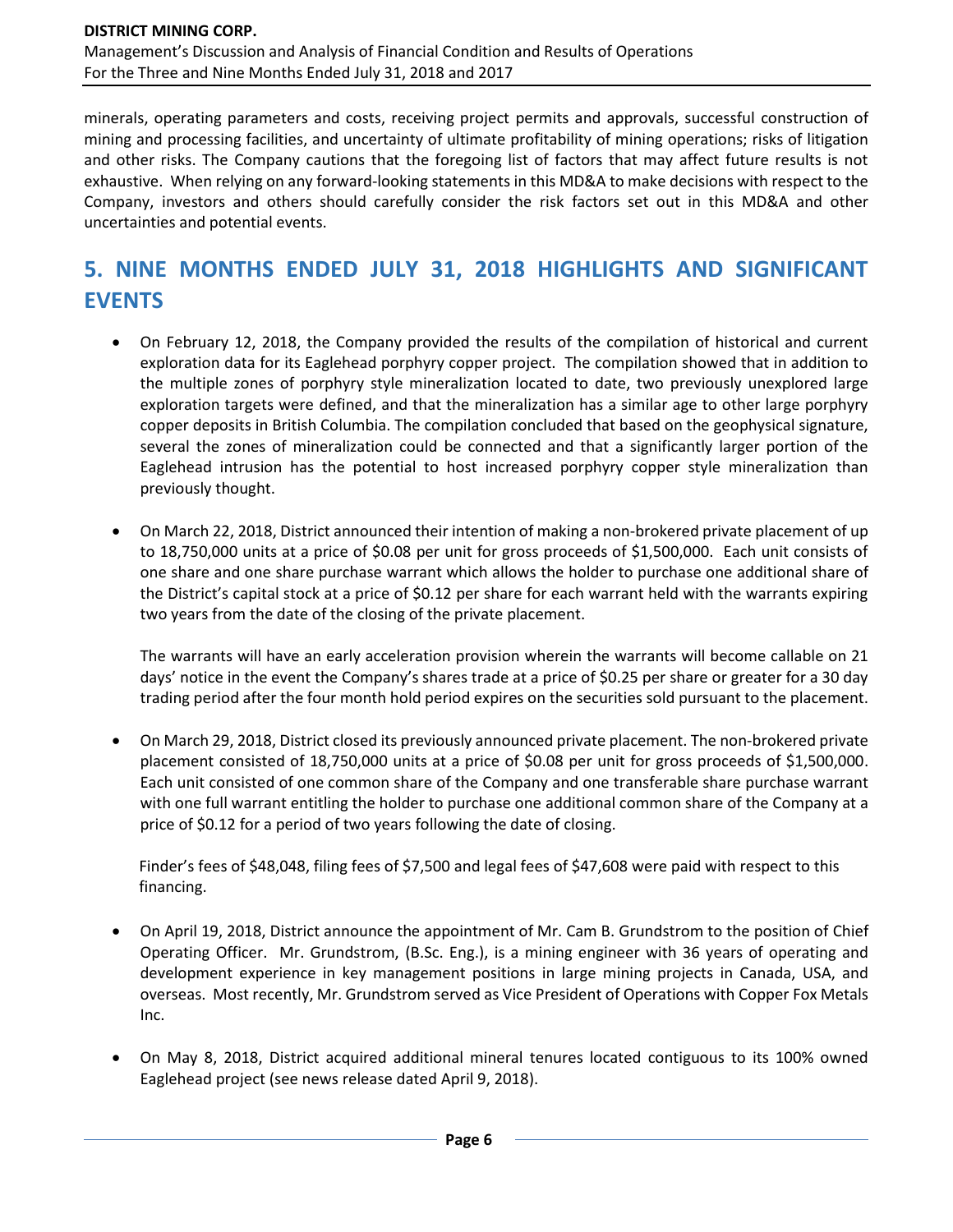minerals, operating parameters and costs, receiving project permits and approvals, successful construction of mining and processing facilities, and uncertainty of ultimate profitability of mining operations; risks of litigation and other risks. The Company cautions that the foregoing list of factors that may affect future results is not exhaustive. When relying on any forward-looking statements in this MD&A to make decisions with respect to the Company, investors and others should carefully consider the risk factors set out in this MD&A and other uncertainties and potential events.

# 5. NINE MONTHS ENDED JULY 31, 2018 HIGHLIGHTS AND SIGNIFICANT EVENTS

- On February 12, 2018, the Company provided the results of the compilation of historical and current exploration data for its Eaglehead porphyry copper project. The compilation showed that in addition to the multiple zones of porphyry style mineralization located to date, two previously unexplored large exploration targets were defined, and that the mineralization has a similar age to other large porphyry copper deposits in British Columbia. The compilation concluded that based on the geophysical signature, several the zones of mineralization could be connected and that a significantly larger portion of the Eaglehead intrusion has the potential to host increased porphyry copper style mineralization than previously thought.

- On March 22, 2018, District announced their intention of making a non-brokered private placement of up to 18,750,000 units at a price of $0.08 per unit for gross proceeds of $1,500,000. Each unit consists of one share and one share purchase warrant which allows the holder to purchase one additional share of the District's capital stock at a price of $0.12 per share for each warrant held with the warrants expiring two years from the date of the closing of the private placement.

  The warrants will have an early acceleration provision wherein the warrants will become callable on 21 days' notice in the event the Company's shares trade at a price of $0.25 per share or greater for a 30 day trading period after the four month hold period expires on the securities sold pursuant to the placement.

- On March 29, 2018, District closed its previously announced private placement. The non-brokered private placement consisted of 18,750,000 units at a price of $0.08 per unit for gross proceeds of $1,500,000. Each unit consisted of one common share of the Company and one transferable share purchase warrant with one full warrant entitling the holder to purchase one additional common share of the Company at a price of $0.12 for a period of two years following the date of closing.

  Finder's fees of $48,048, filing fees of $7,500 and legal fees of $47,608 were paid with respect to this financing.

- On April 19, 2018, District announce the appointment of Mr. Cam B. Grundstrom to the position of Chief Operating Officer. Mr. Grundstrom, (B.Sc. Eng.), is a mining engineer with 36 years of operating and development experience in key management positions in large mining projects in Canada, USA, and overseas. Most recently, Mr. Grundstrom served as Vice President of Operations with Copper Fox Metals Inc.

- On May 8, 2018, District acquired additional mineral tenures located contiguous to its 100% owned Eaglehead project (see news release dated April 9, 2018).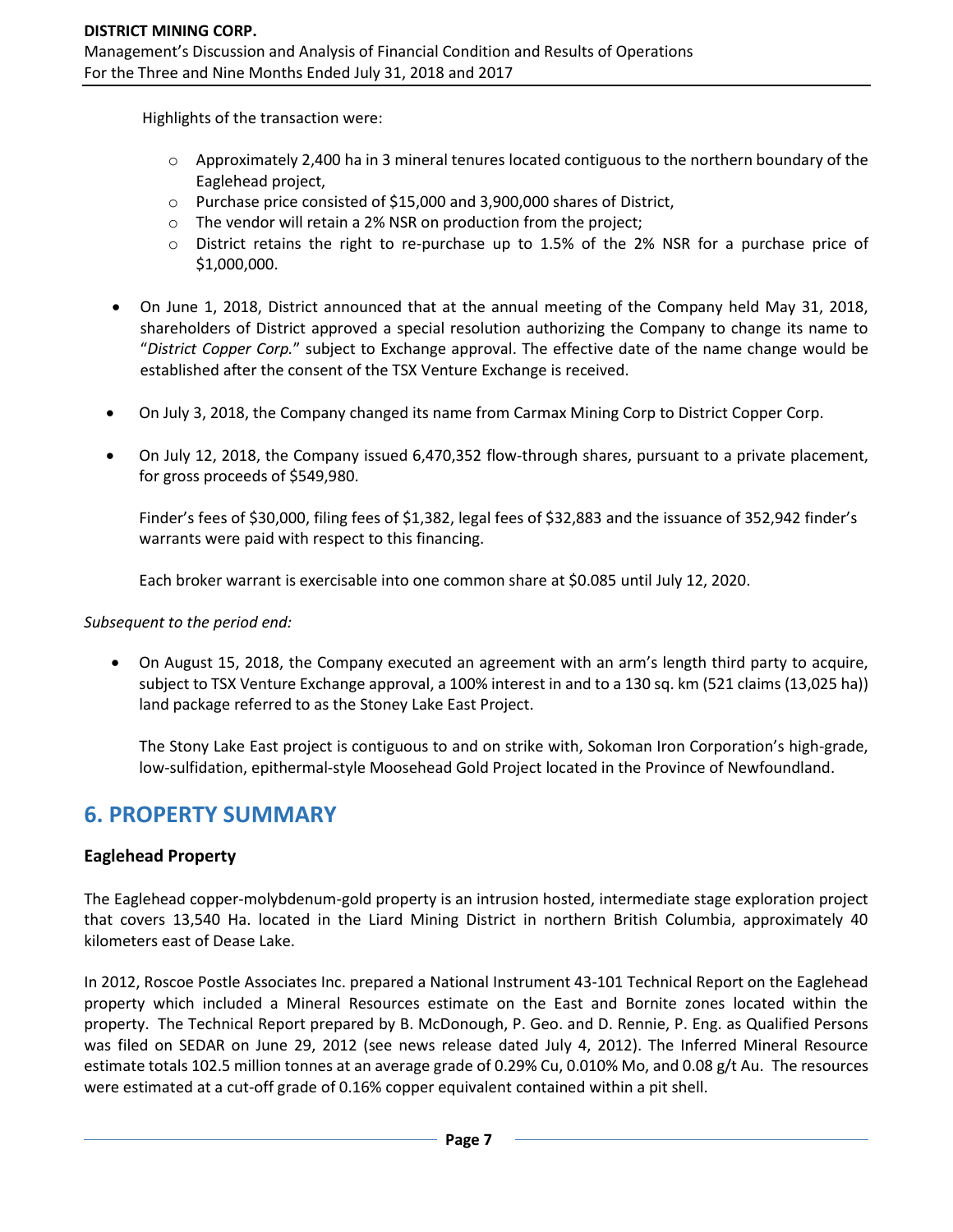Highlights of the transaction were:

- Approximately 2,400 ha in 3 mineral tenures located contiguous to the northern boundary of the Eaglehead project,
- Purchase price consisted of $15,000 and 3,900,000 shares of District,
- The vendor will retain a 2% NSR on production from the project;
- District retains the right to re-purchase up to 1.5% of the 2% NSR for a purchase price of $1,000,000.

- On June 1, 2018, District announced that at the annual meeting of the Company held May 31, 2018, shareholders of District approved a special resolution authorizing the Company to change its name to "*District Copper Corp.*" subject to Exchange approval. The effective date of the name change would be established after the consent of the TSX Venture Exchange is received.

- On July 3, 2018, the Company changed its name from Carmax Mining Corp to District Copper Corp.

- On July 12, 2018, the Company issued 6,470,352 flow-through shares, pursuant to a private placement, for gross proceeds of $549,980.

  Finder's fees of $30,000, filing fees of $1,382, legal fees of $32,883 and the issuance of 352,942 finder's warrants were paid with respect to this financing.

  Each broker warrant is exercisable into one common share at $0.085 until July 12, 2020.

*Subsequent to the period end:*

- On August 15, 2018, the Company executed an agreement with an arm's length third party to acquire, subject to TSX Venture Exchange approval, a 100% interest in and to a 130 sq. km (521 claims (13,025 ha)) land package referred to as the Stoney Lake East Project.

  The Stony Lake East project is contiguous to and on strike with, Sokoman Iron Corporation's high-grade, low-sulfidation, epithermal-style Moosehead Gold Project located in the Province of Newfoundland.

## 6. PROPERTY SUMMARY

### Eaglehead Property

The Eaglehead copper-molybdenum-gold property is an intrusion hosted, intermediate stage exploration project that covers 13,540 Ha. located in the Liard Mining District in northern British Columbia, approximately 40 kilometers east of Dease Lake.

In 2012, Roscoe Postle Associates Inc. prepared a National Instrument 43-101 Technical Report on the Eaglehead property which included a Mineral Resources estimate on the East and Bornite zones located within the property. The Technical Report prepared by B. McDonough, P. Geo. and D. Rennie, P. Eng. as Qualified Persons was filed on SEDAR on June 29, 2012 (see news release dated July 4, 2012). The Inferred Mineral Resource estimate totals 102.5 million tonnes at an average grade of 0.29% Cu, 0.010% Mo, and 0.08 g/t Au. The resources were estimated at a cut-off grade of 0.16% copper equivalent contained within a pit shell.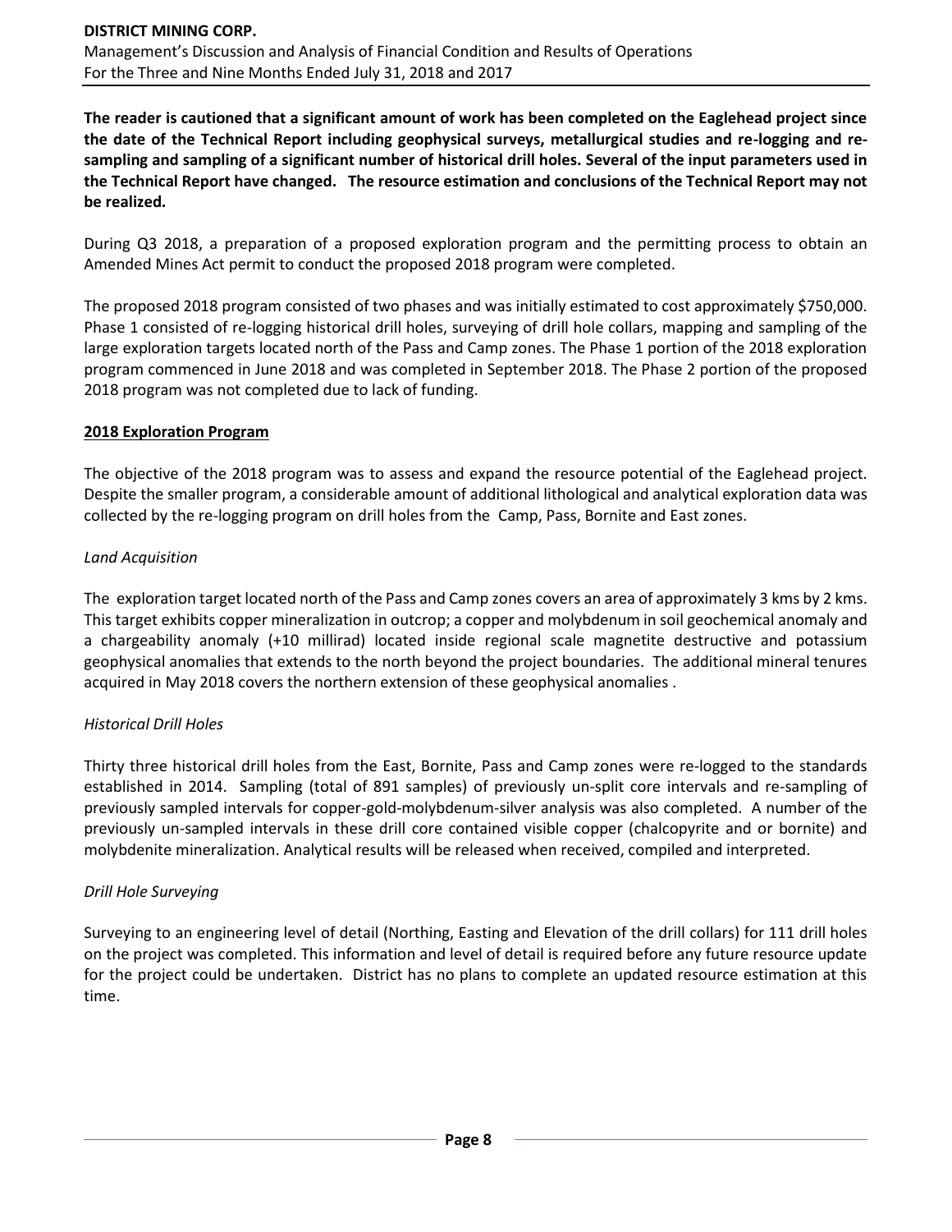**The reader is cautioned that a significant amount of work has been completed on the Eaglehead project since the date of the Technical Report including geophysical surveys, metallurgical studies and re-logging and re-sampling and sampling of a significant number of historical drill holes. Several of the input parameters used in the Technical Report have changed. The resource estimation and conclusions of the Technical Report may not be realized.**

During Q3 2018, a preparation of a proposed exploration program and the permitting process to obtain an Amended Mines Act permit to conduct the proposed 2018 program were completed.

The proposed 2018 program consisted of two phases and was initially estimated to cost approximately $750,000. Phase 1 consisted of re-logging historical drill holes, surveying of drill hole collars, mapping and sampling of the large exploration targets located north of the Pass and Camp zones. The Phase 1 portion of the 2018 exploration program commenced in June 2018 and was completed in September 2018. The Phase 2 portion of the proposed 2018 program was not completed due to lack of funding.

## 2018 Exploration Program

The objective of the 2018 program was to assess and expand the resource potential of the Eaglehead project. Despite the smaller program, a considerable amount of additional lithological and analytical exploration data was collected by the re-logging program on drill holes from the Camp, Pass, Bornite and East zones.

### *Land Acquisition*

The exploration target located north of the Pass and Camp zones covers an area of approximately 3 kms by 2 kms. This target exhibits copper mineralization in outcrop; a copper and molybdenum in soil geochemical anomaly and a chargeability anomaly (+10 millirad) located inside regional scale magnetite destructive and potassium geophysical anomalies that extends to the north beyond the project boundaries. The additional mineral tenures acquired in May 2018 covers the northern extension of these geophysical anomalies .

### *Historical Drill Holes*

Thirty three historical drill holes from the East, Bornite, Pass and Camp zones were re-logged to the standards established in 2014. Sampling (total of 891 samples) of previously un-split core intervals and re-sampling of previously sampled intervals for copper-gold-molybdenum-silver analysis was also completed. A number of the previously un-sampled intervals in these drill core contained visible copper (chalcopyrite and or bornite) and molybdenite mineralization. Analytical results will be released when received, compiled and interpreted.

### *Drill Hole Surveying*

Surveying to an engineering level of detail (Northing, Easting and Elevation of the drill collars) for 111 drill holes on the project was completed. This information and level of detail is required before any future resource update for the project could be undertaken. District has no plans to complete an updated resource estimation at this time.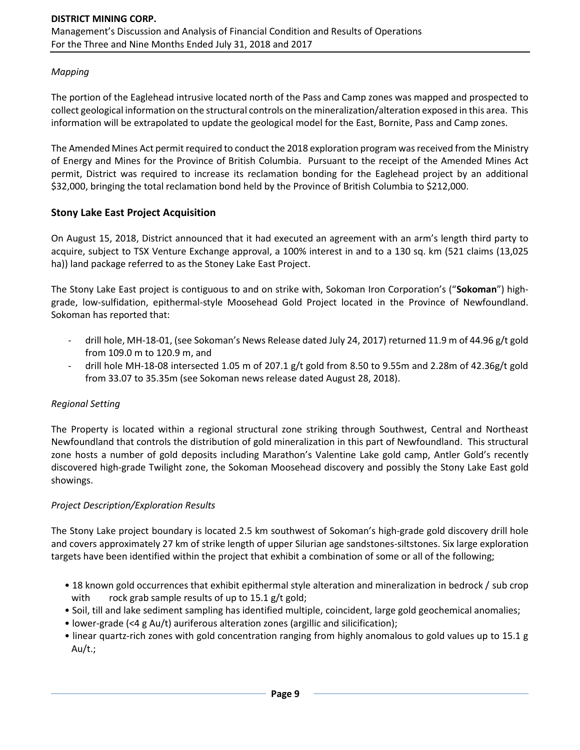*Mapping*

The portion of the Eaglehead intrusive located north of the Pass and Camp zones was mapped and prospected to collect geological information on the structural controls on the mineralization/alteration exposed in this area. This information will be extrapolated to update the geological model for the East, Bornite, Pass and Camp zones.

The Amended Mines Act permit required to conduct the 2018 exploration program was received from the Ministry of Energy and Mines for the Province of British Columbia. Pursuant to the receipt of the Amended Mines Act permit, District was required to increase its reclamation bonding for the Eaglehead project by an additional $32,000, bringing the total reclamation bond held by the Province of British Columbia to $212,000.

## Stony Lake East Project Acquisition

On August 15, 2018, District announced that it had executed an agreement with an arm's length third party to acquire, subject to TSX Venture Exchange approval, a 100% interest in and to a 130 sq. km (521 claims (13,025 ha)) land package referred to as the Stoney Lake East Project.

The Stony Lake East project is contiguous to and on strike with, Sokoman Iron Corporation's ("**Sokoman**") high-grade, low-sulfidation, epithermal-style Moosehead Gold Project located in the Province of Newfoundland. Sokoman has reported that:

- drill hole, MH-18-01, (see Sokoman's News Release dated July 24, 2017) returned 11.9 m of 44.96 g/t gold from 109.0 m to 120.9 m, and
- drill hole MH-18-08 intersected 1.05 m of 207.1 g/t gold from 8.50 to 9.55m and 2.28m of 42.36g/t gold from 33.07 to 35.35m (see Sokoman news release dated August 28, 2018).

*Regional Setting*

The Property is located within a regional structural zone striking through Southwest, Central and Northeast Newfoundland that controls the distribution of gold mineralization in this part of Newfoundland. This structural zone hosts a number of gold deposits including Marathon's Valentine Lake gold camp, Antler Gold's recently discovered high-grade Twilight zone, the Sokoman Moosehead discovery and possibly the Stony Lake East gold showings.

*Project Description/Exploration Results*

The Stony Lake project boundary is located 2.5 km southwest of Sokoman's high-grade gold discovery drill hole and covers approximately 27 km of strike length of upper Silurian age sandstones-siltstones. Six large exploration targets have been identified within the project that exhibit a combination of some or all of the following;

- 18 known gold occurrences that exhibit epithermal style alteration and mineralization in bedrock / sub crop with rock grab sample results of up to 15.1 g/t gold;
- Soil, till and lake sediment sampling has identified multiple, coincident, large gold geochemical anomalies;
- lower-grade (<4 g Au/t) auriferous alteration zones (argillic and silicification);
- linear quartz-rich zones with gold concentration ranging from highly anomalous to gold values up to 15.1 g Au/t.;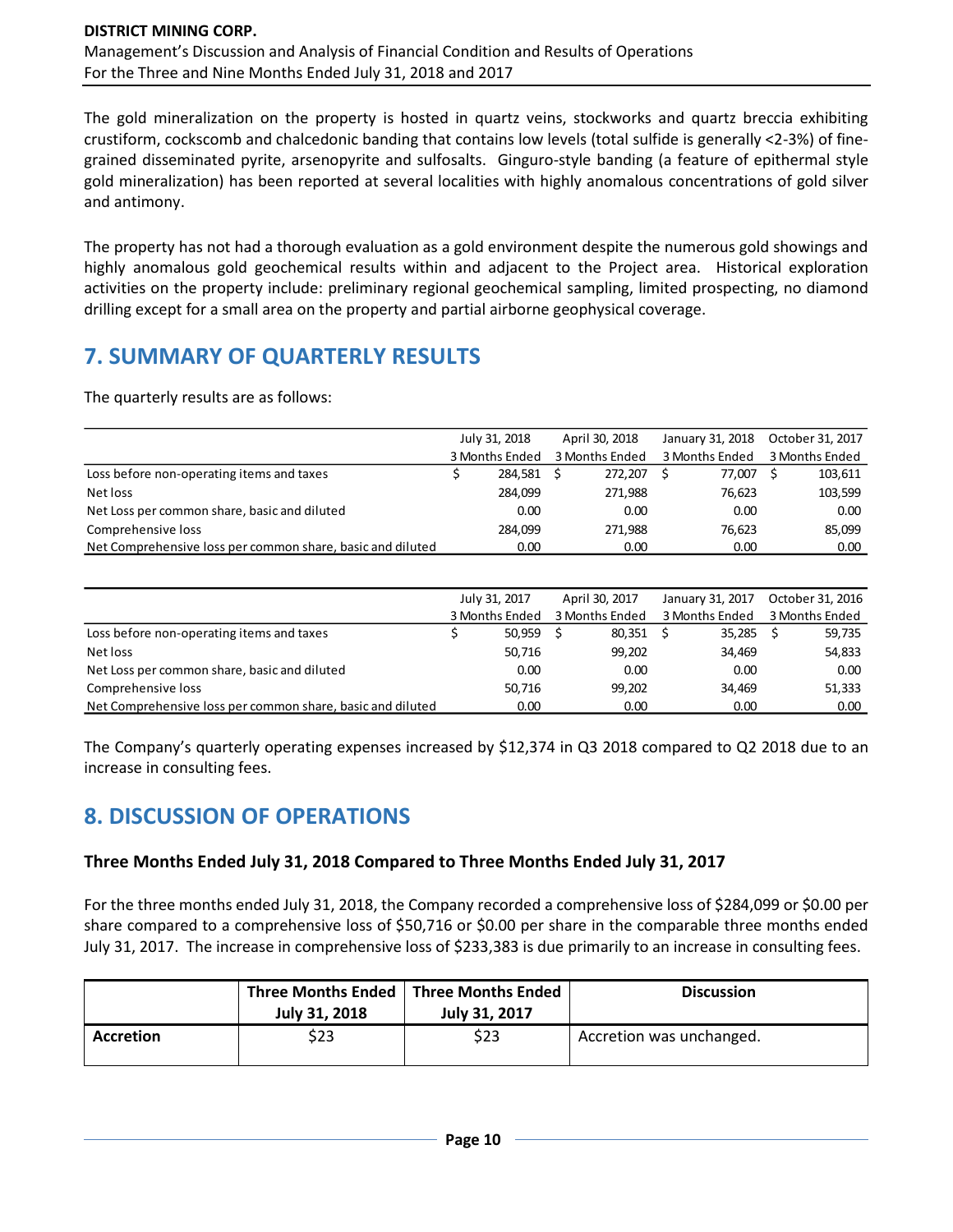The gold mineralization on the property is hosted in quartz veins, stockworks and quartz breccia exhibiting crustiform, cockscomb and chalcedonic banding that contains low levels (total sulfide is generally <2-3%) of fine-grained disseminated pyrite, arsenopyrite and sulfosalts. Ginguro-style banding (a feature of epithermal style gold mineralization) has been reported at several localities with highly anomalous concentrations of gold silver and antimony.

The property has not had a thorough evaluation as a gold environment despite the numerous gold showings and highly anomalous gold geochemical results within and adjacent to the Project area. Historical exploration activities on the property include: preliminary regional geochemical sampling, limited prospecting, no diamond drilling except for a small area on the property and partial airborne geophysical coverage.

# 7. SUMMARY OF QUARTERLY RESULTS

The quarterly results are as follows:

| | July 31, 2018 3 Months Ended | April 30, 2018 3 Months Ended | January 31, 2018 3 Months Ended | October 31, 2017 3 Months Ended |
|---|---|---|---|---|
| Loss before non-operating items and taxes | $ 284,581 | $ 272,207 | $ 77,007 | $ 103,611 |
| Net loss | 284,099 | 271,988 | 76,623 | 103,599 |
| Net Loss per common share, basic and diluted | 0.00 | 0.00 | 0.00 | 0.00 |
| Comprehensive loss | 284,099 | 271,988 | 76,623 | 85,099 |
| Net Comprehensive loss per common share, basic and diluted | 0.00 | 0.00 | 0.00 | 0.00 |

| | July 31, 2017 3 Months Ended | April 30, 2017 3 Months Ended | January 31, 2017 3 Months Ended | October 31, 2016 3 Months Ended |
|---|---|---|---|---|
| Loss before non-operating items and taxes | $ 50,959 | $ 80,351 | $ 35,285 | $ 59,735 |
| Net loss | 50,716 | 99,202 | 34,469 | 54,833 |
| Net Loss per common share, basic and diluted | 0.00 | 0.00 | 0.00 | 0.00 |
| Comprehensive loss | 50,716 | 99,202 | 34,469 | 51,333 |
| Net Comprehensive loss per common share, basic and diluted | 0.00 | 0.00 | 0.00 | 0.00 |

The Company's quarterly operating expenses increased by $12,374 in Q3 2018 compared to Q2 2018 due to an increase in consulting fees.

# 8. DISCUSSION OF OPERATIONS

### Three Months Ended July 31, 2018 Compared to Three Months Ended July 31, 2017

For the three months ended July 31, 2018, the Company recorded a comprehensive loss of $284,099 or $0.00 per share compared to a comprehensive loss of $50,716 or $0.00 per share in the comparable three months ended July 31, 2017. The increase in comprehensive loss of $233,383 is due primarily to an increase in consulting fees.

| | Three Months Ended July 31, 2018 | Three Months Ended July 31, 2017 | Discussion |
|---|---|---|---|
| **Accretion** | $23 | $23 | Accretion was unchanged. |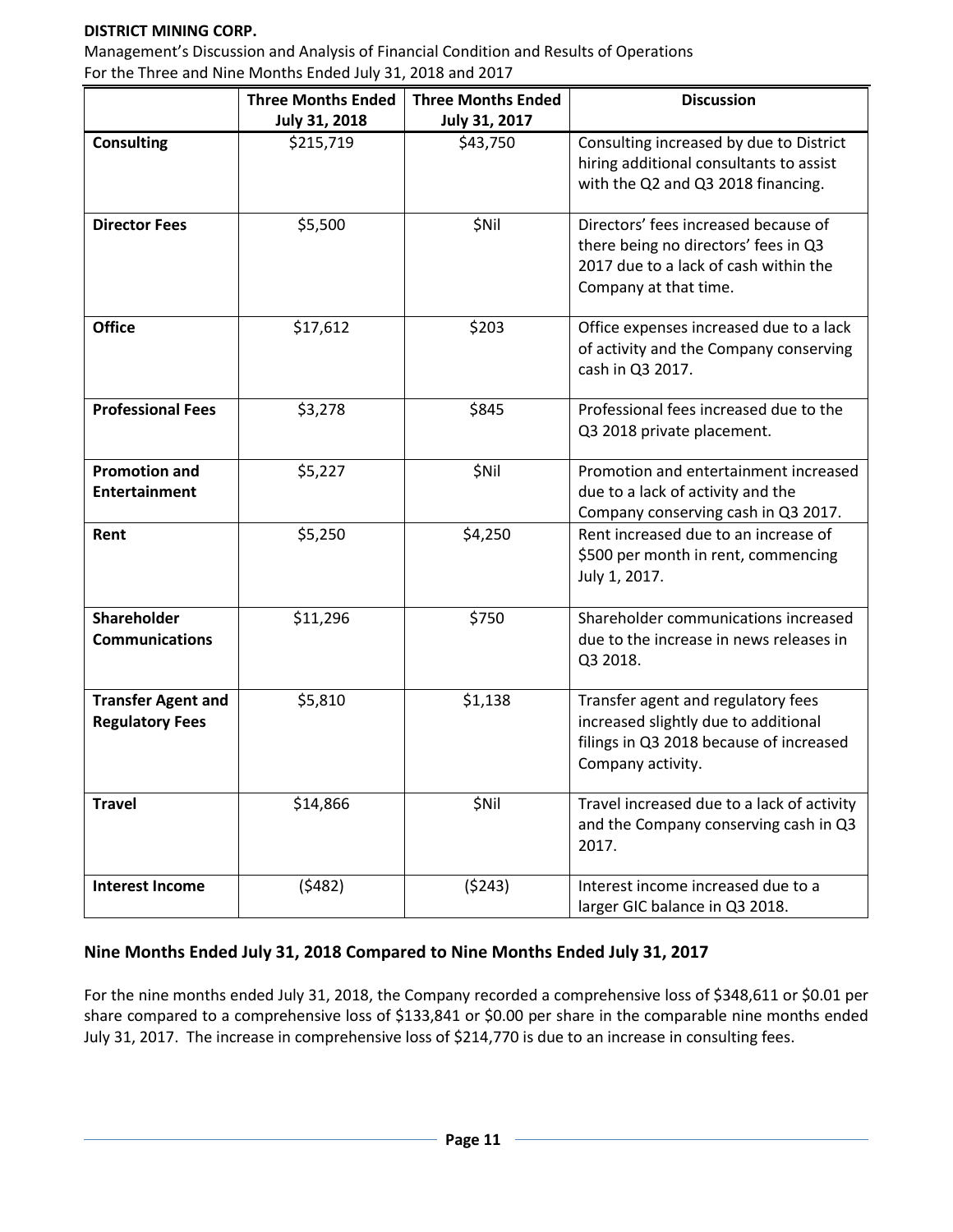|  | Three Months Ended July 31, 2018 | Three Months Ended July 31, 2017 | Discussion |
|---|---|---|---|
| **Consulting** | $215,719 | $43,750 | Consulting increased by due to District hiring additional consultants to assist with the Q2 and Q3 2018 financing. |
| **Director Fees** | $5,500 | $Nil | Directors' fees increased because of there being no directors' fees in Q3 2017 due to a lack of cash within the Company at that time. |
| **Office** | $17,612 | $203 | Office expenses increased due to a lack of activity and the Company conserving cash in Q3 2017. |
| **Professional Fees** | $3,278 | $845 | Professional fees increased due to the Q3 2018 private placement. |
| **Promotion and Entertainment** | $5,227 | $Nil | Promotion and entertainment increased due to a lack of activity and the Company conserving cash in Q3 2017. |
| **Rent** | $5,250 | $4,250 | Rent increased due to an increase of $500 per month in rent, commencing July 1, 2017. |
| **Shareholder Communications** | $11,296 | $750 | Shareholder communications increased due to the increase in news releases in Q3 2018. |
| **Transfer Agent and Regulatory Fees** | $5,810 | $1,138 | Transfer agent and regulatory fees increased slightly due to additional filings in Q3 2018 because of increased Company activity. |
| **Travel** | $14,866 | $Nil | Travel increased due to a lack of activity and the Company conserving cash in Q3 2017. |
| **Interest Income** | ($482) | ($243) | Interest income increased due to a larger GIC balance in Q3 2018. |

## Nine Months Ended July 31, 2018 Compared to Nine Months Ended July 31, 2017

For the nine months ended July 31, 2018, the Company recorded a comprehensive loss of $348,611 or $0.01 per share compared to a comprehensive loss of $133,841 or $0.00 per share in the comparable nine months ended July 31, 2017. The increase in comprehensive loss of $214,770 is due to an increase in consulting fees.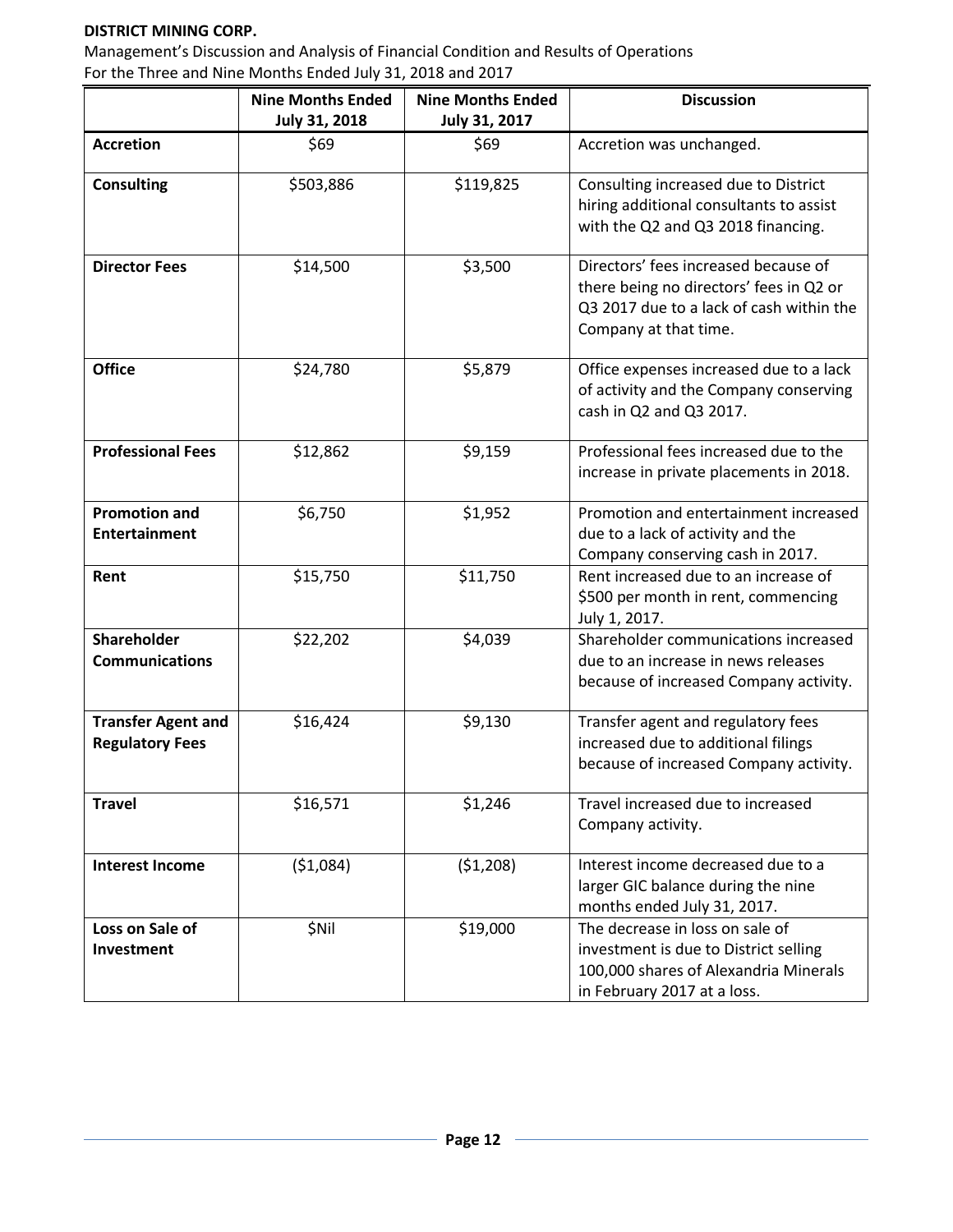| | Nine Months Ended July 31, 2018 | Nine Months Ended July 31, 2017 | Discussion |
|---|---|---|---|
| **Accretion** | $69 | $69 | Accretion was unchanged. |
| **Consulting** | $503,886 | $119,825 | Consulting increased due to District hiring additional consultants to assist with the Q2 and Q3 2018 financing. |
| **Director Fees** | $14,500 | $3,500 | Directors' fees increased because of there being no directors' fees in Q2 or Q3 2017 due to a lack of cash within the Company at that time. |
| **Office** | $24,780 | $5,879 | Office expenses increased due to a lack of activity and the Company conserving cash in Q2 and Q3 2017. |
| **Professional Fees** | $12,862 | $9,159 | Professional fees increased due to the increase in private placements in 2018. |
| **Promotion and Entertainment** | $6,750 | $1,952 | Promotion and entertainment increased due to a lack of activity and the Company conserving cash in 2017. |
| **Rent** | $15,750 | $11,750 | Rent increased due to an increase of $500 per month in rent, commencing July 1, 2017. |
| **Shareholder Communications** | $22,202 | $4,039 | Shareholder communications increased due to an increase in news releases because of increased Company activity. |
| **Transfer Agent and Regulatory Fees** | $16,424 | $9,130 | Transfer agent and regulatory fees increased due to additional filings because of increased Company activity. |
| **Travel** | $16,571 | $1,246 | Travel increased due to increased Company activity. |
| **Interest Income** | ($1,084) | ($1,208) | Interest income decreased due to a larger GIC balance during the nine months ended July 31, 2017. |
| **Loss on Sale of Investment** | $Nil | $19,000 | The decrease in loss on sale of investment is due to District selling 100,000 shares of Alexandria Minerals in February 2017 at a loss. |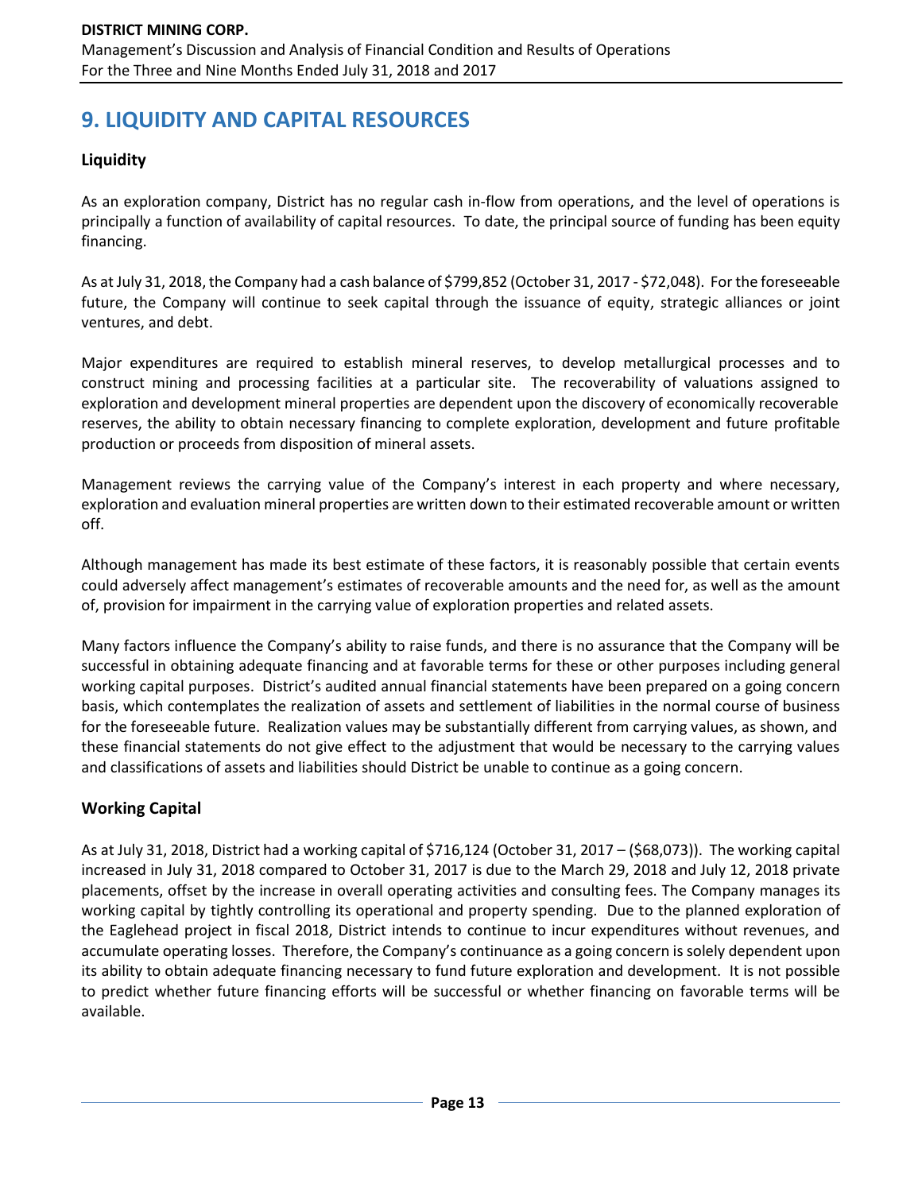# 9. LIQUIDITY AND CAPITAL RESOURCES

## Liquidity

As an exploration company, District has no regular cash in-flow from operations, and the level of operations is principally a function of availability of capital resources. To date, the principal source of funding has been equity financing.

As at July 31, 2018, the Company had a cash balance of $799,852 (October 31, 2017 - $72,048). For the foreseeable future, the Company will continue to seek capital through the issuance of equity, strategic alliances or joint ventures, and debt.

Major expenditures are required to establish mineral reserves, to develop metallurgical processes and to construct mining and processing facilities at a particular site. The recoverability of valuations assigned to exploration and development mineral properties are dependent upon the discovery of economically recoverable reserves, the ability to obtain necessary financing to complete exploration, development and future profitable production or proceeds from disposition of mineral assets.

Management reviews the carrying value of the Company's interest in each property and where necessary, exploration and evaluation mineral properties are written down to their estimated recoverable amount or written off.

Although management has made its best estimate of these factors, it is reasonably possible that certain events could adversely affect management's estimates of recoverable amounts and the need for, as well as the amount of, provision for impairment in the carrying value of exploration properties and related assets.

Many factors influence the Company's ability to raise funds, and there is no assurance that the Company will be successful in obtaining adequate financing and at favorable terms for these or other purposes including general working capital purposes. District's audited annual financial statements have been prepared on a going concern basis, which contemplates the realization of assets and settlement of liabilities in the normal course of business for the foreseeable future. Realization values may be substantially different from carrying values, as shown, and these financial statements do not give effect to the adjustment that would be necessary to the carrying values and classifications of assets and liabilities should District be unable to continue as a going concern.

## Working Capital

As at July 31, 2018, District had a working capital of $716,124 (October 31, 2017 – ($68,073)). The working capital increased in July 31, 2018 compared to October 31, 2017 is due to the March 29, 2018 and July 12, 2018 private placements, offset by the increase in overall operating activities and consulting fees. The Company manages its working capital by tightly controlling its operational and property spending. Due to the planned exploration of the Eaglehead project in fiscal 2018, District intends to continue to incur expenditures without revenues, and accumulate operating losses. Therefore, the Company's continuance as a going concern is solely dependent upon its ability to obtain adequate financing necessary to fund future exploration and development. It is not possible to predict whether future financing efforts will be successful or whether financing on favorable terms will be available.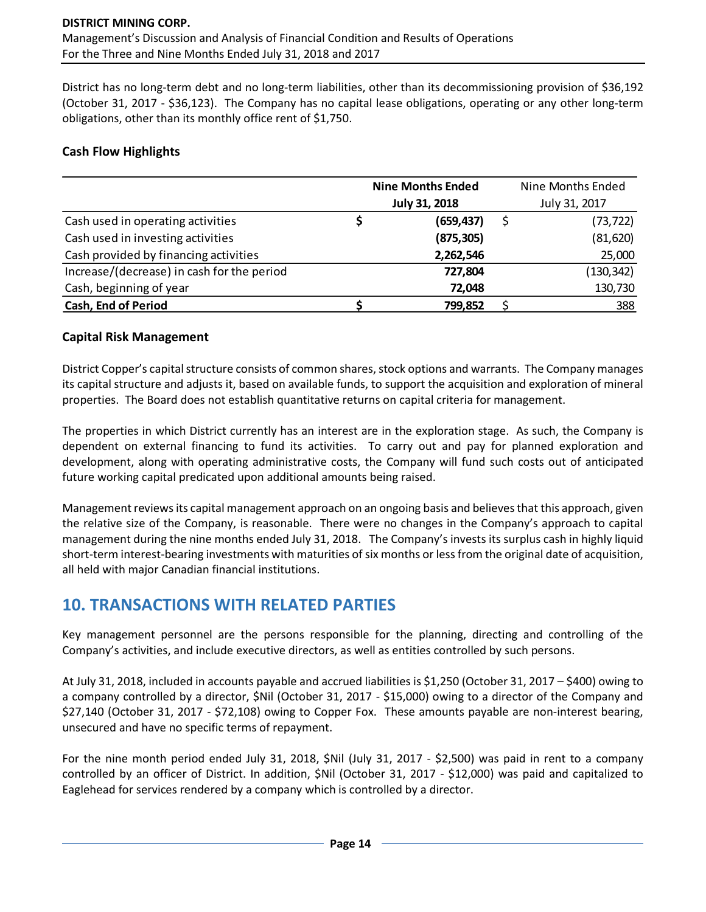District has no long-term debt and no long-term liabilities, other than its decommissioning provision of $36,192 (October 31, 2017 - $36,123). The Company has no capital lease obligations, operating or any other long-term obligations, other than its monthly office rent of $1,750.

### Cash Flow Highlights

| | **Nine Months Ended July 31, 2018** | Nine Months Ended July 31, 2017 |
|---|---|---|
| Cash used in operating activities | **$ (659,437)** | $ (73,722) |
| Cash used in investing activities | **(875,305)** | (81,620) |
| Cash provided by financing activities | **2,262,546** | 25,000 |
| Increase/(decrease) in cash for the period | **727,804** | (130,342) |
| Cash, beginning of year | **72,048** | 130,730 |
| **Cash, End of Period** | **$ 799,852** | $ 388 |

### Capital Risk Management

District Copper's capital structure consists of common shares, stock options and warrants. The Company manages its capital structure and adjusts it, based on available funds, to support the acquisition and exploration of mineral properties. The Board does not establish quantitative returns on capital criteria for management.

The properties in which District currently has an interest are in the exploration stage. As such, the Company is dependent on external financing to fund its activities. To carry out and pay for planned exploration and development, along with operating administrative costs, the Company will fund such costs out of anticipated future working capital predicated upon additional amounts being raised.

Management reviews its capital management approach on an ongoing basis and believes that this approach, given the relative size of the Company, is reasonable. There were no changes in the Company's approach to capital management during the nine months ended July 31, 2018. The Company's invests its surplus cash in highly liquid short-term interest-bearing investments with maturities of six months or less from the original date of acquisition, all held with major Canadian financial institutions.

## 10. TRANSACTIONS WITH RELATED PARTIES

Key management personnel are the persons responsible for the planning, directing and controlling of the Company's activities, and include executive directors, as well as entities controlled by such persons.

At July 31, 2018, included in accounts payable and accrued liabilities is $1,250 (October 31, 2017 – $400) owing to a company controlled by a director, $Nil (October 31, 2017 - $15,000) owing to a director of the Company and $27,140 (October 31, 2017 - $72,108) owing to Copper Fox. These amounts payable are non-interest bearing, unsecured and have no specific terms of repayment.

For the nine month period ended July 31, 2018, $Nil (July 31, 2017 - $2,500) was paid in rent to a company controlled by an officer of District. In addition, $Nil (October 31, 2017 - $12,000) was paid and capitalized to Eaglehead for services rendered by a company which is controlled by a director.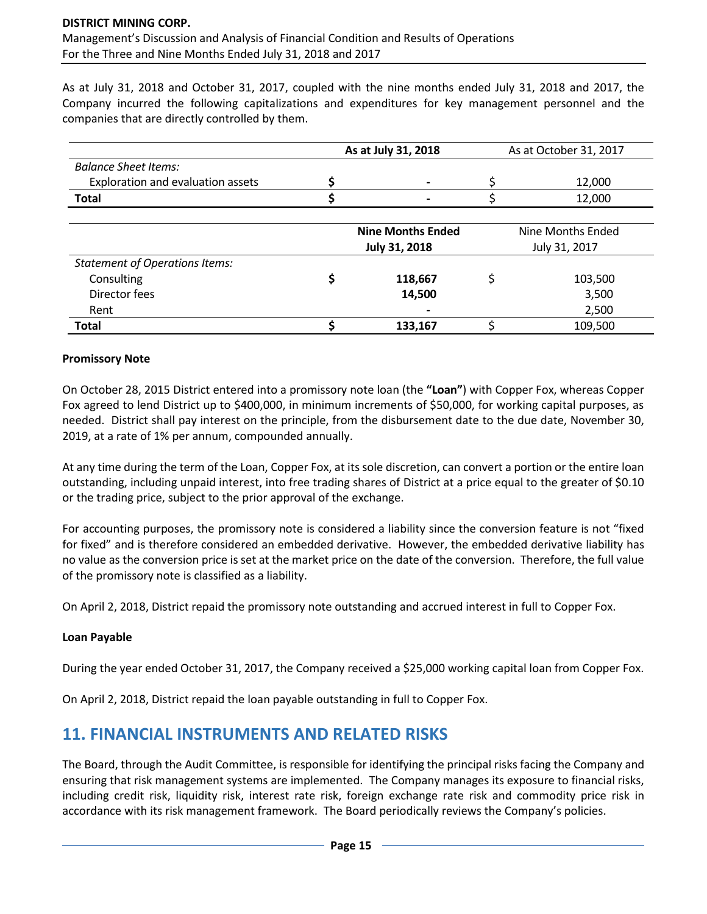As at July 31, 2018 and October 31, 2017, coupled with the nine months ended July 31, 2018 and 2017, the Company incurred the following capitalizations and expenditures for key management personnel and the companies that are directly controlled by them.

| | **As at July 31, 2018** | As at October 31, 2017 |
|---|---|---|
| *Balance Sheet Items:* | | |
| Exploration and evaluation assets | $ - | $ 12,000 |
| **Total** | **$ -** | $ 12,000 |

| | **Nine Months Ended July 31, 2018** | Nine Months Ended July 31, 2017 |
|---|---|---|
| *Statement of Operations Items:* | | |
| Consulting | **$ 118,667** | $ 103,500 |
| Director fees | **14,500** | 3,500 |
| Rent | **-** | 2,500 |
| **Total** | **$ 133,167** | $ 109,500 |

**Promissory Note**

On October 28, 2015 District entered into a promissory note loan (the **"Loan"**) with Copper Fox, whereas Copper Fox agreed to lend District up to $400,000, in minimum increments of $50,000, for working capital purposes, as needed. District shall pay interest on the principle, from the disbursement date to the due date, November 30, 2019, at a rate of 1% per annum, compounded annually.

At any time during the term of the Loan, Copper Fox, at its sole discretion, can convert a portion or the entire loan outstanding, including unpaid interest, into free trading shares of District at a price equal to the greater of $0.10 or the trading price, subject to the prior approval of the exchange.

For accounting purposes, the promissory note is considered a liability since the conversion feature is not "fixed for fixed" and is therefore considered an embedded derivative. However, the embedded derivative liability has no value as the conversion price is set at the market price on the date of the conversion. Therefore, the full value of the promissory note is classified as a liability.

On April 2, 2018, District repaid the promissory note outstanding and accrued interest in full to Copper Fox.

**Loan Payable**

During the year ended October 31, 2017, the Company received a $25,000 working capital loan from Copper Fox.

On April 2, 2018, District repaid the loan payable outstanding in full to Copper Fox.

## 11. FINANCIAL INSTRUMENTS AND RELATED RISKS

The Board, through the Audit Committee, is responsible for identifying the principal risks facing the Company and ensuring that risk management systems are implemented. The Company manages its exposure to financial risks, including credit risk, liquidity risk, interest rate risk, foreign exchange rate risk and commodity price risk in accordance with its risk management framework. The Board periodically reviews the Company's policies.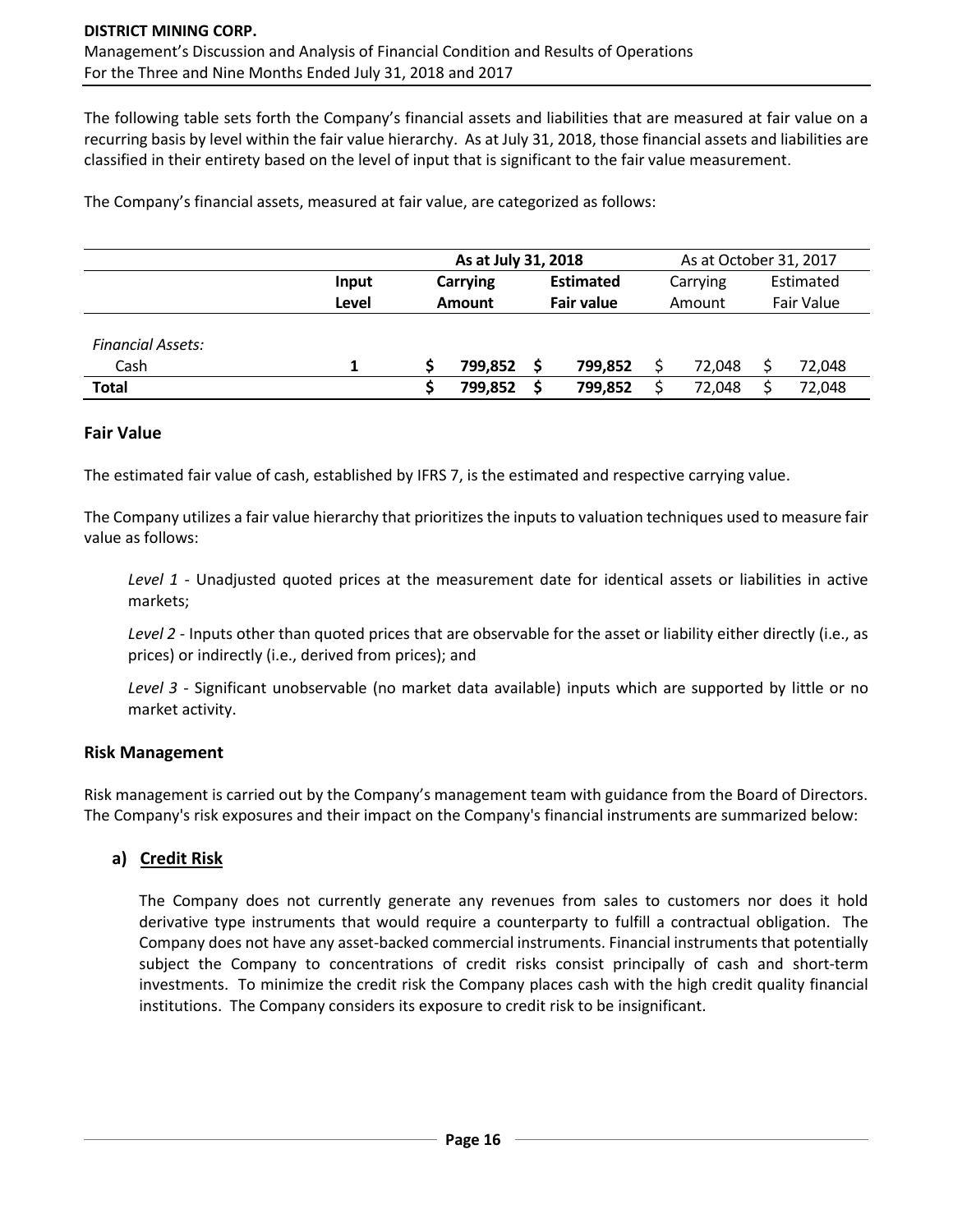The following table sets forth the Company's financial assets and liabilities that are measured at fair value on a recurring basis by level within the fair value hierarchy. As at July 31, 2018, those financial assets and liabilities are classified in their entirety based on the level of input that is significant to the fair value measurement.

The Company's financial assets, measured at fair value, are categorized as follows:

| | | As at July 31, 2018 | | As at October 31, 2017 | |
|---|---|---|---|---|---|
| | **Input Level** | **Carrying Amount** | **Estimated Fair value** | Carrying Amount | Estimated Fair Value |
| *Financial Assets:* | | | | | |
| Cash | **1** | **$ 799,852** | **$ 799,852** | $ 72,048 | $ 72,048 |
| **Total** | | **$ 799,852** | **$ 799,852** | $ 72,048 | $ 72,048 |

## Fair Value

The estimated fair value of cash, established by IFRS 7, is the estimated and respective carrying value.

The Company utilizes a fair value hierarchy that prioritizes the inputs to valuation techniques used to measure fair value as follows:

*Level 1* - Unadjusted quoted prices at the measurement date for identical assets or liabilities in active markets;

*Level 2* - Inputs other than quoted prices that are observable for the asset or liability either directly (i.e., as prices) or indirectly (i.e., derived from prices); and

*Level 3* - Significant unobservable (no market data available) inputs which are supported by little or no market activity.

## Risk Management

Risk management is carried out by the Company's management team with guidance from the Board of Directors. The Company's risk exposures and their impact on the Company's financial instruments are summarized below:

### a) Credit Risk

The Company does not currently generate any revenues from sales to customers nor does it hold derivative type instruments that would require a counterparty to fulfill a contractual obligation. The Company does not have any asset-backed commercial instruments. Financial instruments that potentially subject the Company to concentrations of credit risks consist principally of cash and short-term investments. To minimize the credit risk the Company places cash with the high credit quality financial institutions. The Company considers its exposure to credit risk to be insignificant.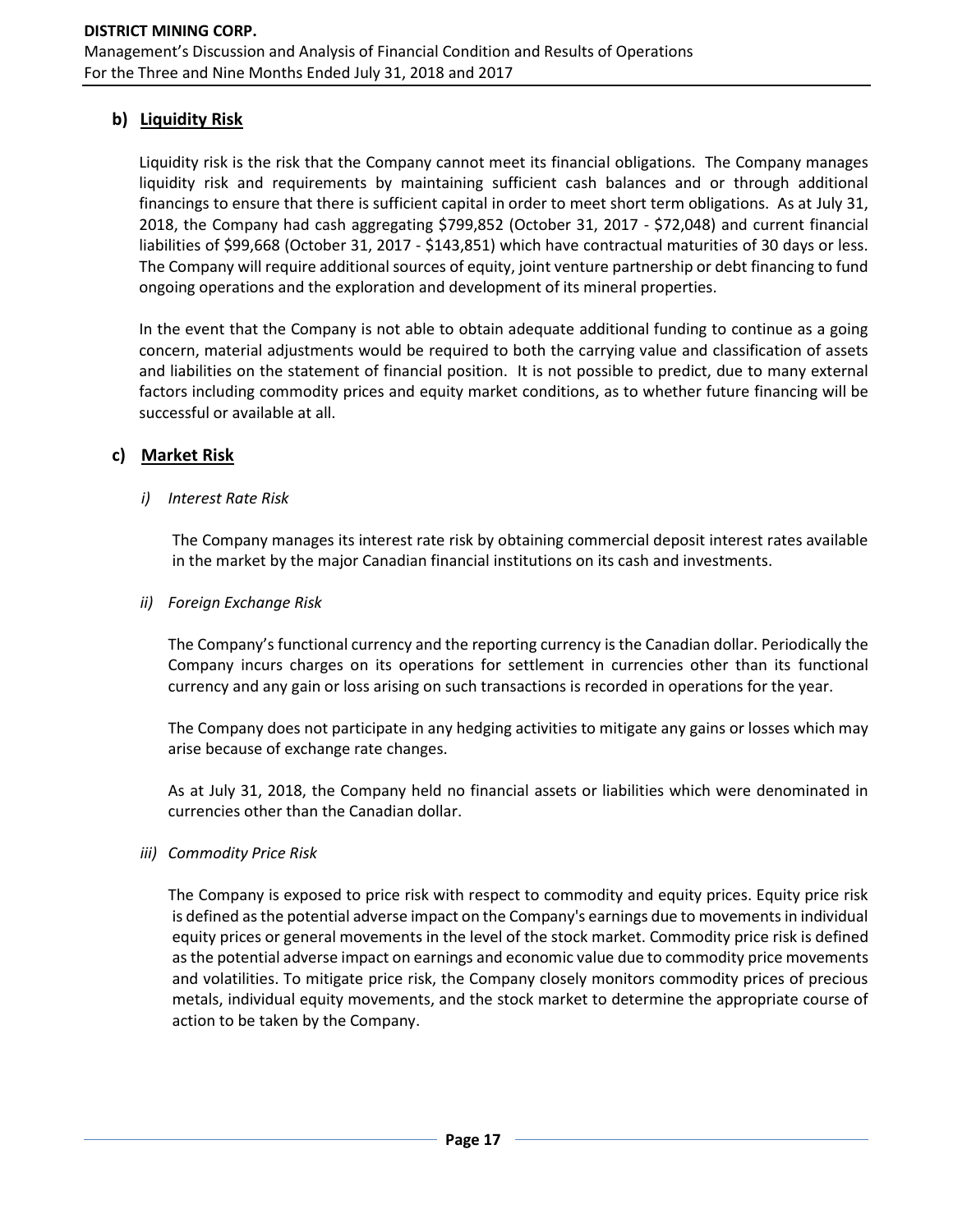## b) Liquidity Risk

Liquidity risk is the risk that the Company cannot meet its financial obligations. The Company manages liquidity risk and requirements by maintaining sufficient cash balances and or through additional financings to ensure that there is sufficient capital in order to meet short term obligations. As at July 31, 2018, the Company had cash aggregating $799,852 (October 31, 2017 - $72,048) and current financial liabilities of $99,668 (October 31, 2017 - $143,851) which have contractual maturities of 30 days or less. The Company will require additional sources of equity, joint venture partnership or debt financing to fund ongoing operations and the exploration and development of its mineral properties.

In the event that the Company is not able to obtain adequate additional funding to continue as a going concern, material adjustments would be required to both the carrying value and classification of assets and liabilities on the statement of financial position. It is not possible to predict, due to many external factors including commodity prices and equity market conditions, as to whether future financing will be successful or available at all.

## c) Market Risk

### *i) Interest Rate Risk*

The Company manages its interest rate risk by obtaining commercial deposit interest rates available in the market by the major Canadian financial institutions on its cash and investments.

### *ii) Foreign Exchange Risk*

The Company's functional currency and the reporting currency is the Canadian dollar. Periodically the Company incurs charges on its operations for settlement in currencies other than its functional currency and any gain or loss arising on such transactions is recorded in operations for the year.

The Company does not participate in any hedging activities to mitigate any gains or losses which may arise because of exchange rate changes.

As at July 31, 2018, the Company held no financial assets or liabilities which were denominated in currencies other than the Canadian dollar.

### *iii) Commodity Price Risk*

The Company is exposed to price risk with respect to commodity and equity prices. Equity price risk is defined as the potential adverse impact on the Company's earnings due to movements in individual equity prices or general movements in the level of the stock market. Commodity price risk is defined as the potential adverse impact on earnings and economic value due to commodity price movements and volatilities. To mitigate price risk, the Company closely monitors commodity prices of precious metals, individual equity movements, and the stock market to determine the appropriate course of action to be taken by the Company.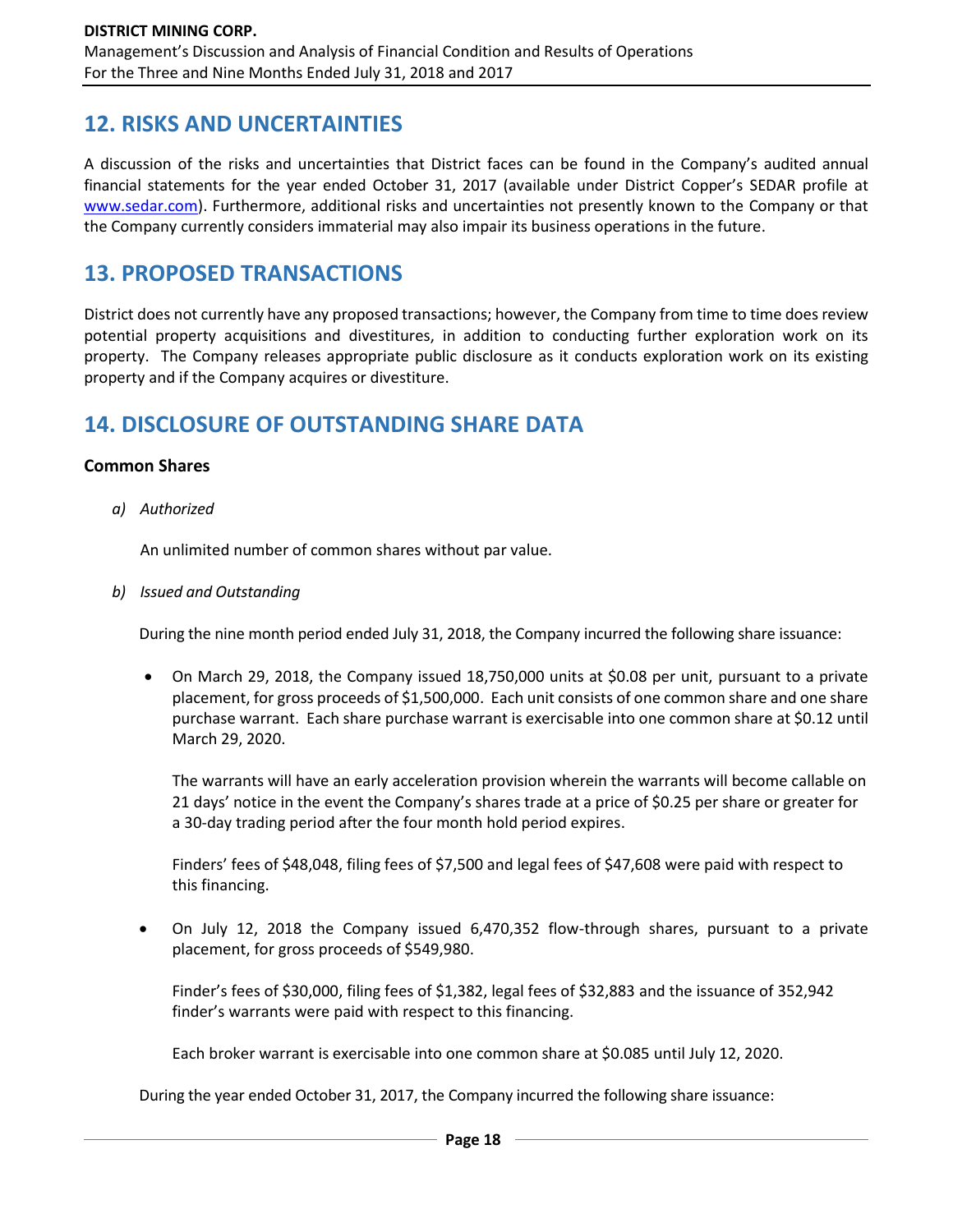## 12. RISKS AND UNCERTAINTIES

A discussion of the risks and uncertainties that District faces can be found in the Company's audited annual financial statements for the year ended October 31, 2017 (available under District Copper's SEDAR profile at www.sedar.com). Furthermore, additional risks and uncertainties not presently known to the Company or that the Company currently considers immaterial may also impair its business operations in the future.

## 13. PROPOSED TRANSACTIONS

District does not currently have any proposed transactions; however, the Company from time to time does review potential property acquisitions and divestitures, in addition to conducting further exploration work on its property. The Company releases appropriate public disclosure as it conducts exploration work on its existing property and if the Company acquires or divestiture.

## 14. DISCLOSURE OF OUTSTANDING SHARE DATA

### Common Shares

*a) Authorized*

An unlimited number of common shares without par value.

*b) Issued and Outstanding*

During the nine month period ended July 31, 2018, the Company incurred the following share issuance:

- On March 29, 2018, the Company issued 18,750,000 units at $0.08 per unit, pursuant to a private placement, for gross proceeds of $1,500,000. Each unit consists of one common share and one share purchase warrant. Each share purchase warrant is exercisable into one common share at $0.12 until March 29, 2020.

  The warrants will have an early acceleration provision wherein the warrants will become callable on 21 days' notice in the event the Company's shares trade at a price of $0.25 per share or greater for a 30-day trading period after the four month hold period expires.

  Finders' fees of $48,048, filing fees of $7,500 and legal fees of $47,608 were paid with respect to this financing.

- On July 12, 2018 the Company issued 6,470,352 flow-through shares, pursuant to a private placement, for gross proceeds of $549,980.

  Finder's fees of $30,000, filing fees of $1,382, legal fees of $32,883 and the issuance of 352,942 finder's warrants were paid with respect to this financing.

  Each broker warrant is exercisable into one common share at $0.085 until July 12, 2020.

During the year ended October 31, 2017, the Company incurred the following share issuance: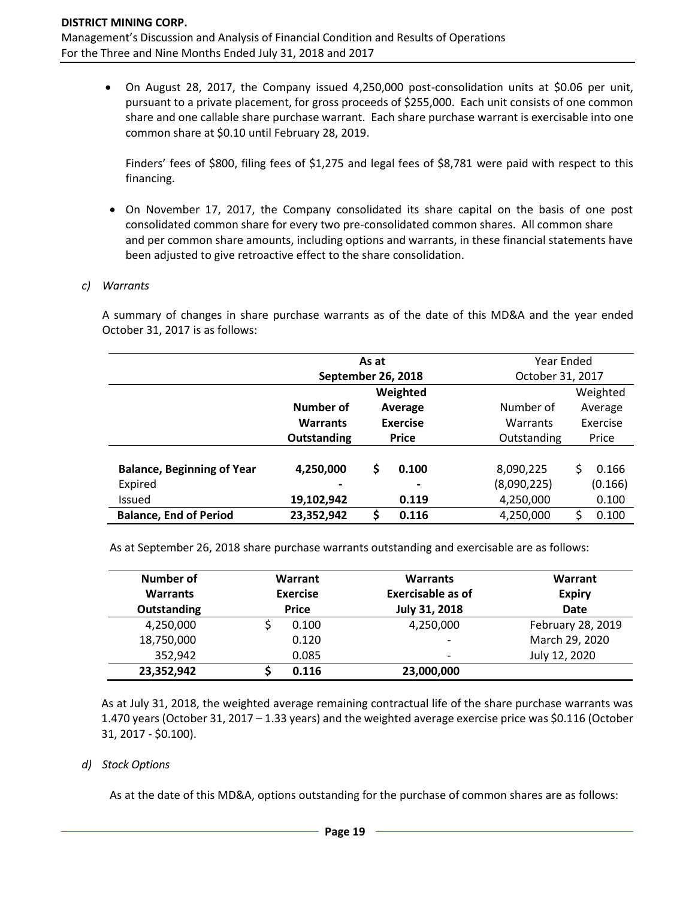- On August 28, 2017, the Company issued 4,250,000 post-consolidation units at $0.06 per unit, pursuant to a private placement, for gross proceeds of $255,000. Each unit consists of one common share and one callable share purchase warrant. Each share purchase warrant is exercisable into one common share at $0.10 until February 28, 2019.

  Finders' fees of $800, filing fees of $1,275 and legal fees of $8,781 were paid with respect to this financing.

- On November 17, 2017, the Company consolidated its share capital on the basis of one post consolidated common share for every two pre-consolidated common shares. All common share and per common share amounts, including options and warrants, in these financial statements have been adjusted to give retroactive effect to the share consolidation.

*c) Warrants*

A summary of changes in share purchase warrants as of the date of this MD&A and the year ended October 31, 2017 is as follows:

| | **As at September 26, 2018** | | Year Ended October 31, 2017 | |
|---|---|---|---|---|
| | **Number of Warrants Outstanding** | **Weighted Average Exercise Price** | Number of Warrants Outstanding | Weighted Average Exercise Price |
| **Balance, Beginning of Year** | **4,250,000** | **$ 0.100** | 8,090,225 | $ 0.166 |
| Expired | **-** | **-** | (8,090,225) | (0.166) |
| Issued | **19,102,942** | **0.119** | 4,250,000 | 0.100 |
| **Balance, End of Period** | **23,352,942** | **$ 0.116** | 4,250,000 | $ 0.100 |

As at September 26, 2018 share purchase warrants outstanding and exercisable are as follows:

| **Number of Warrants Outstanding** | **Warrant Exercise Price** | **Warrants Exercisable as of July 31, 2018** | **Warrant Expiry Date** |
|---|---|---|---|
| 4,250,000 | $ 0.100 | 4,250,000 | February 28, 2019 |
| 18,750,000 | 0.120 | - | March 29, 2020 |
| 352,942 | 0.085 | - | July 12, 2020 |
| **23,352,942** | **$ 0.116** | **23,000,000** | |

As at July 31, 2018, the weighted average remaining contractual life of the share purchase warrants was 1.470 years (October 31, 2017 – 1.33 years) and the weighted average exercise price was $0.116 (October 31, 2017 - $0.100).

*d) Stock Options*

As at the date of this MD&A, options outstanding for the purchase of common shares are as follows: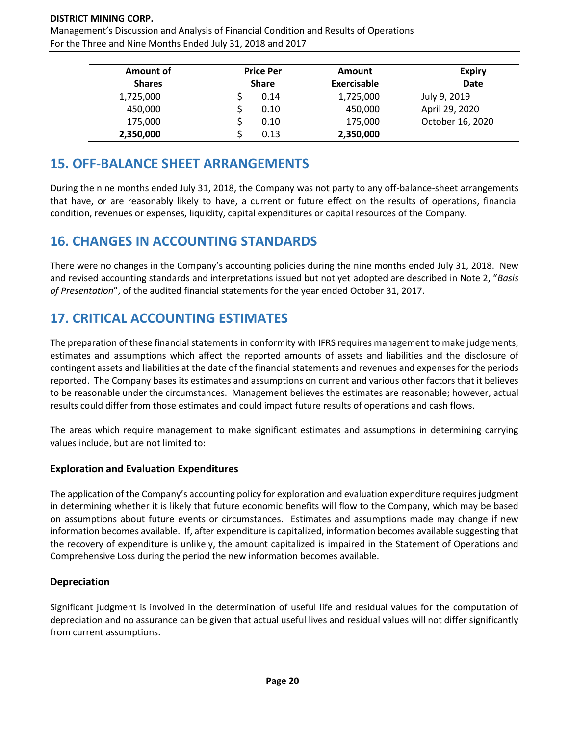| Amount of Shares | Price Per Share | Amount Exercisable | Expiry Date |
|---|---|---|---|
| 1,725,000 | $ 0.14 | 1,725,000 | July 9, 2019 |
| 450,000 | $ 0.10 | 450,000 | April 29, 2020 |
| 175,000 | $ 0.10 | 175,000 | October 16, 2020 |
| **2,350,000** | $ 0.13 | **2,350,000** | |

## 15. OFF-BALANCE SHEET ARRANGEMENTS

During the nine months ended July 31, 2018, the Company was not party to any off-balance-sheet arrangements that have, or are reasonably likely to have, a current or future effect on the results of operations, financial condition, revenues or expenses, liquidity, capital expenditures or capital resources of the Company.

## 16. CHANGES IN ACCOUNTING STANDARDS

There were no changes in the Company's accounting policies during the nine months ended July 31, 2018. New and revised accounting standards and interpretations issued but not yet adopted are described in Note 2, "*Basis of Presentation*", of the audited financial statements for the year ended October 31, 2017.

## 17. CRITICAL ACCOUNTING ESTIMATES

The preparation of these financial statements in conformity with IFRS requires management to make judgements, estimates and assumptions which affect the reported amounts of assets and liabilities and the disclosure of contingent assets and liabilities at the date of the financial statements and revenues and expenses for the periods reported. The Company bases its estimates and assumptions on current and various other factors that it believes to be reasonable under the circumstances. Management believes the estimates are reasonable; however, actual results could differ from those estimates and could impact future results of operations and cash flows.

The areas which require management to make significant estimates and assumptions in determining carrying values include, but are not limited to:

### Exploration and Evaluation Expenditures

The application of the Company's accounting policy for exploration and evaluation expenditure requires judgment in determining whether it is likely that future economic benefits will flow to the Company, which may be based on assumptions about future events or circumstances. Estimates and assumptions made may change if new information becomes available. If, after expenditure is capitalized, information becomes available suggesting that the recovery of expenditure is unlikely, the amount capitalized is impaired in the Statement of Operations and Comprehensive Loss during the period the new information becomes available.

### Depreciation

Significant judgment is involved in the determination of useful life and residual values for the computation of depreciation and no assurance can be given that actual useful lives and residual values will not differ significantly from current assumptions.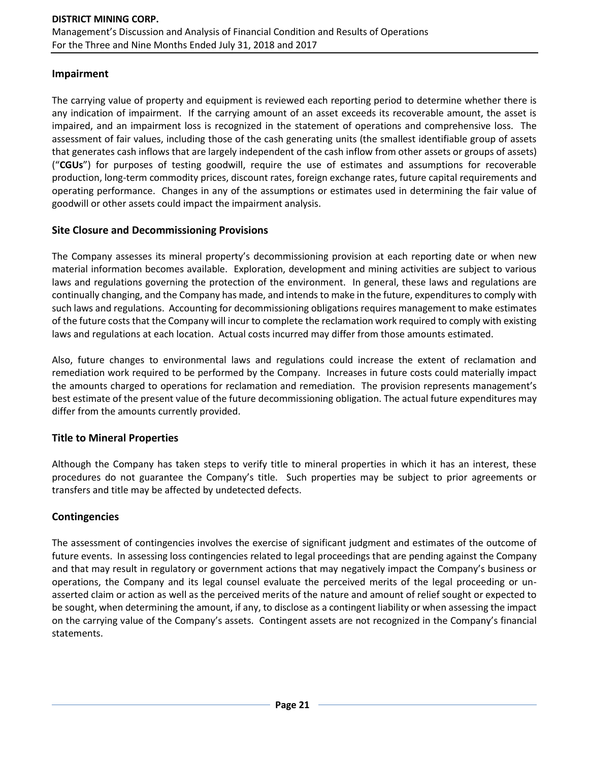## Impairment

The carrying value of property and equipment is reviewed each reporting period to determine whether there is any indication of impairment. If the carrying amount of an asset exceeds its recoverable amount, the asset is impaired, and an impairment loss is recognized in the statement of operations and comprehensive loss. The assessment of fair values, including those of the cash generating units (the smallest identifiable group of assets that generates cash inflows that are largely independent of the cash inflow from other assets or groups of assets) ("**CGUs**") for purposes of testing goodwill, require the use of estimates and assumptions for recoverable production, long-term commodity prices, discount rates, foreign exchange rates, future capital requirements and operating performance. Changes in any of the assumptions or estimates used in determining the fair value of goodwill or other assets could impact the impairment analysis.

## Site Closure and Decommissioning Provisions

The Company assesses its mineral property's decommissioning provision at each reporting date or when new material information becomes available. Exploration, development and mining activities are subject to various laws and regulations governing the protection of the environment. In general, these laws and regulations are continually changing, and the Company has made, and intends to make in the future, expenditures to comply with such laws and regulations. Accounting for decommissioning obligations requires management to make estimates of the future costs that the Company will incur to complete the reclamation work required to comply with existing laws and regulations at each location. Actual costs incurred may differ from those amounts estimated.

Also, future changes to environmental laws and regulations could increase the extent of reclamation and remediation work required to be performed by the Company. Increases in future costs could materially impact the amounts charged to operations for reclamation and remediation. The provision represents management's best estimate of the present value of the future decommissioning obligation. The actual future expenditures may differ from the amounts currently provided.

## Title to Mineral Properties

Although the Company has taken steps to verify title to mineral properties in which it has an interest, these procedures do not guarantee the Company's title. Such properties may be subject to prior agreements or transfers and title may be affected by undetected defects.

## Contingencies

The assessment of contingencies involves the exercise of significant judgment and estimates of the outcome of future events. In assessing loss contingencies related to legal proceedings that are pending against the Company and that may result in regulatory or government actions that may negatively impact the Company's business or operations, the Company and its legal counsel evaluate the perceived merits of the legal proceeding or un-asserted claim or action as well as the perceived merits of the nature and amount of relief sought or expected to be sought, when determining the amount, if any, to disclose as a contingent liability or when assessing the impact on the carrying value of the Company's assets. Contingent assets are not recognized in the Company's financial statements.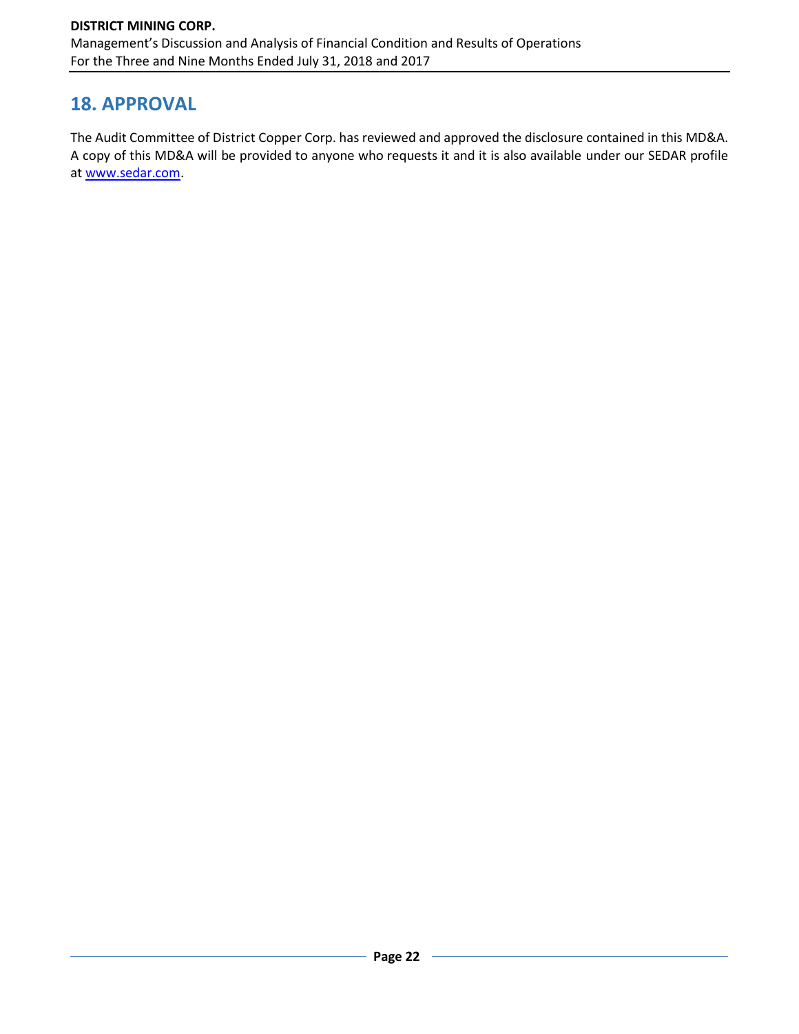## 18. APPROVAL

The Audit Committee of District Copper Corp. has reviewed and approved the disclosure contained in this MD&A. A copy of this MD&A will be provided to anyone who requests it and it is also available under our SEDAR profile at [www.sedar.com](http://www.sedar.com).